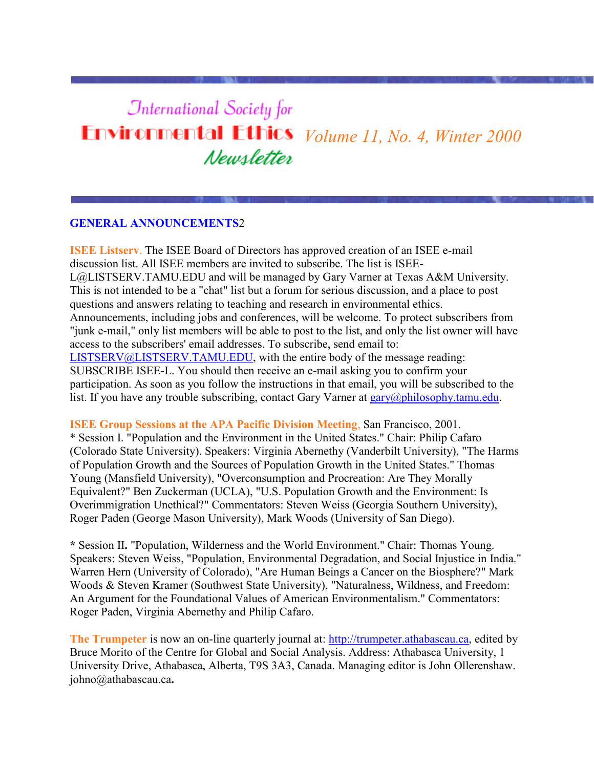# International Society for Environmental Ethics Newsletter

*Volume 11, No. 4, Winter 2000*

## GENERAL ANNOUNCEMENTS2

**ISEE Listserv**. The ISEE Board of Directors has approved creation of an ISEE e-mail discussion list. All ISEE members are invited to subscribe. The list is ISEE-L@LISTSERV.TAMU.EDU and will be managed by Gary Varner at Texas A&M University. This is not intended to be a "chat" list but a forum for serious discussion, and a place to post questions and answers relating to teaching and research in environmental ethics. Announcements, including jobs and conferences, will be welcome. To protect subscribers from "junk e-mail," only list members will be able to post to the list, and only the list owner will have access to the subscribers' email addresses. To subscribe, send email to: LISTSERV@LISTSERV.TAMU.EDU, with the entire body of the message reading: SUBSCRIBE ISEE-L. You should then receive an e-mail asking you to confirm your participation. As soon as you follow the instructions in that email, you will be subscribed to the list. If you have any trouble subscribing, contact Gary Varner at gary@philosophy.tamu.edu.

**ISEE Group Sessions at the APA Pacific Division Meeting,** San Francisco, 2001.
* Session I. "Population and the Environment in the United States." Chair: Philip Cafaro (Colorado State University). Speakers: Virginia Abernethy (Vanderbilt University), "The Harms of Population Growth and the Sources of Population Growth in the United States." Thomas Young (Mansfield University), "Overconsumption and Procreation: Are They Morally Equivalent?" Ben Zuckerman (UCLA), "U.S. Population Growth and the Environment: Is Overimmigration Unethical?" Commentators: Steven Weiss (Georgia Southern University), Roger Paden (George Mason University), Mark Woods (University of San Diego).

* Session II**.** "Population, Wilderness and the World Environment." Chair: Thomas Young. Speakers: Steven Weiss, "Population, Environmental Degradation, and Social Injustice in India." Warren Hern (University of Colorado), "Are Human Beings a Cancer on the Biosphere?" Mark Woods & Steven Kramer (Southwest State University), "Naturalness, Wildness, and Freedom: An Argument for the Foundational Values of American Environmentalism." Commentators: Roger Paden, Virginia Abernethy and Philip Cafaro.

**The Trumpeter** is now an on-line quarterly journal at: http://trumpeter.athabascau.ca, edited by Bruce Morito of the Centre for Global and Social Analysis. Address: Athabasca University, 1 University Drive, Athabasca, Alberta, T9S 3A3, Canada. Managing editor is John Ollerenshaw. johno@athabascau.ca**.**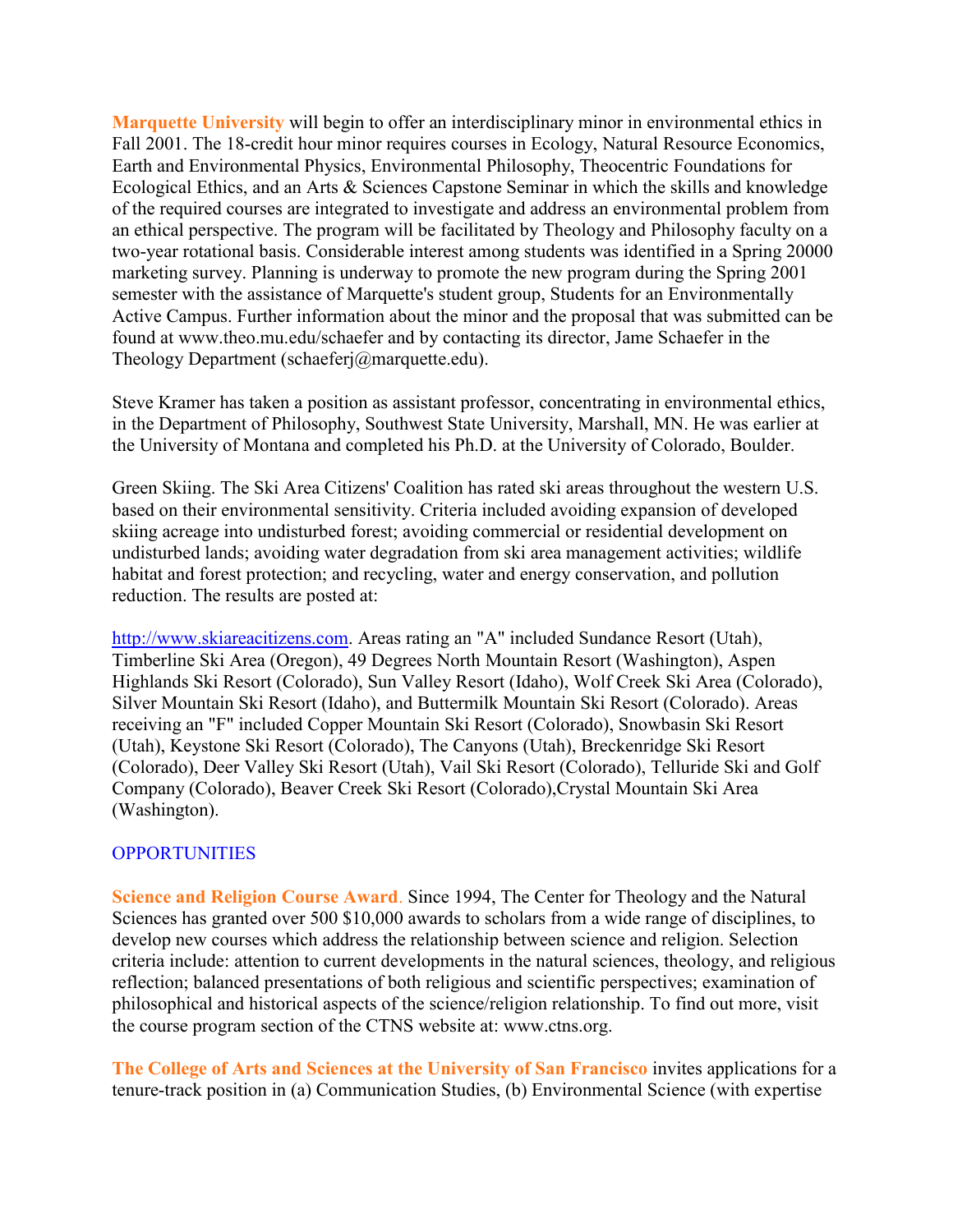**Marquette University** will begin to offer an interdisciplinary minor in environmental ethics in Fall 2001. The 18-credit hour minor requires courses in Ecology, Natural Resource Economics, Earth and Environmental Physics, Environmental Philosophy, Theocentric Foundations for Ecological Ethics, and an Arts & Sciences Capstone Seminar in which the skills and knowledge of the required courses are integrated to investigate and address an environmental problem from an ethical perspective. The program will be facilitated by Theology and Philosophy faculty on a two-year rotational basis. Considerable interest among students was identified in a Spring 20000 marketing survey. Planning is underway to promote the new program during the Spring 2001 semester with the assistance of Marquette's student group, Students for an Environmentally Active Campus. Further information about the minor and the proposal that was submitted can be found at www.theo.mu.edu/schaefer and by contacting its director, Jame Schaefer in the Theology Department (schaeferj@marquette.edu).

Steve Kramer has taken a position as assistant professor, concentrating in environmental ethics, in the Department of Philosophy, Southwest State University, Marshall, MN. He was earlier at the University of Montana and completed his Ph.D. at the University of Colorado, Boulder.

Green Skiing. The Ski Area Citizens' Coalition has rated ski areas throughout the western U.S. based on their environmental sensitivity. Criteria included avoiding expansion of developed skiing acreage into undisturbed forest; avoiding commercial or residential development on undisturbed lands; avoiding water degradation from ski area management activities; wildlife habitat and forest protection; and recycling, water and energy conservation, and pollution reduction. The results are posted at:

http://www.skiareacitizens.com. Areas rating an "A" included Sundance Resort (Utah), Timberline Ski Area (Oregon), 49 Degrees North Mountain Resort (Washington), Aspen Highlands Ski Resort (Colorado), Sun Valley Resort (Idaho), Wolf Creek Ski Area (Colorado), Silver Mountain Ski Resort (Idaho), and Buttermilk Mountain Ski Resort (Colorado). Areas receiving an "F" included Copper Mountain Ski Resort (Colorado), Snowbasin Ski Resort (Utah), Keystone Ski Resort (Colorado), The Canyons (Utah), Breckenridge Ski Resort (Colorado), Deer Valley Ski Resort (Utah), Vail Ski Resort (Colorado), Telluride Ski and Golf Company (Colorado), Beaver Creek Ski Resort (Colorado),Crystal Mountain Ski Area (Washington).

## OPPORTUNITIES

**Science and Religion Course Award**. Since 1994, The Center for Theology and the Natural Sciences has granted over 500 $10,000 awards to scholars from a wide range of disciplines, to develop new courses which address the relationship between science and religion. Selection criteria include: attention to current developments in the natural sciences, theology, and religious reflection; balanced presentations of both religious and scientific perspectives; examination of philosophical and historical aspects of the science/religion relationship. To find out more, visit the course program section of the CTNS website at: www.ctns.org.

**The College of Arts and Sciences at the University of San Francisco** invites applications for a tenure-track position in (a) Communication Studies, (b) Environmental Science (with expertise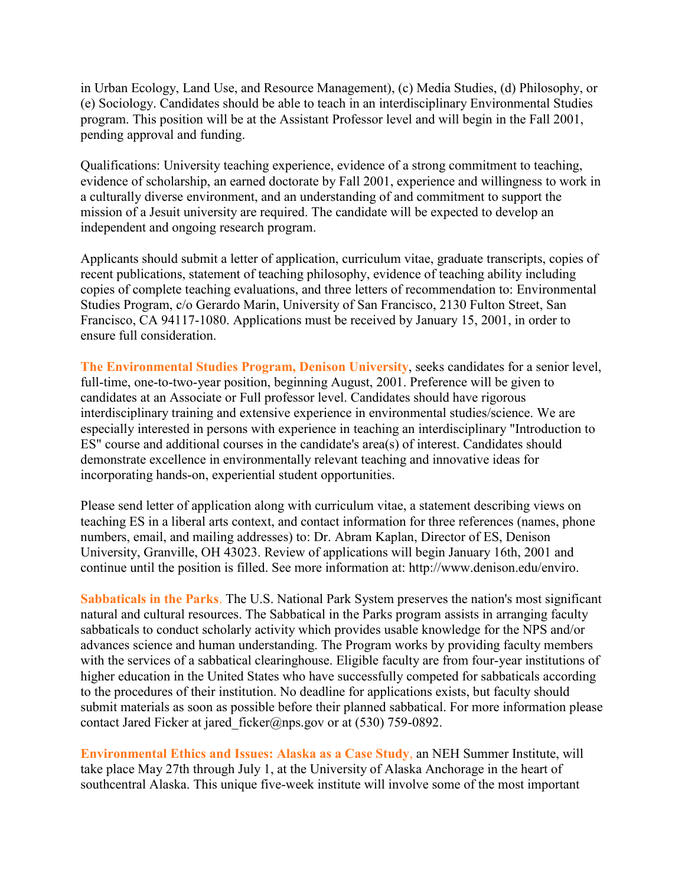in Urban Ecology, Land Use, and Resource Management), (c) Media Studies, (d) Philosophy, or (e) Sociology. Candidates should be able to teach in an interdisciplinary Environmental Studies program. This position will be at the Assistant Professor level and will begin in the Fall 2001, pending approval and funding.

Qualifications: University teaching experience, evidence of a strong commitment to teaching, evidence of scholarship, an earned doctorate by Fall 2001, experience and willingness to work in a culturally diverse environment, and an understanding of and commitment to support the mission of a Jesuit university are required. The candidate will be expected to develop an independent and ongoing research program.

Applicants should submit a letter of application, curriculum vitae, graduate transcripts, copies of recent publications, statement of teaching philosophy, evidence of teaching ability including copies of complete teaching evaluations, and three letters of recommendation to: Environmental Studies Program, c/o Gerardo Marin, University of San Francisco, 2130 Fulton Street, San Francisco, CA 94117-1080. Applications must be received by January 15, 2001, in order to ensure full consideration.

**The Environmental Studies Program, Denison University**, seeks candidates for a senior level, full-time, one-to-two-year position, beginning August, 2001. Preference will be given to candidates at an Associate or Full professor level. Candidates should have rigorous interdisciplinary training and extensive experience in environmental studies/science. We are especially interested in persons with experience in teaching an interdisciplinary "Introduction to ES" course and additional courses in the candidate's area(s) of interest. Candidates should demonstrate excellence in environmentally relevant teaching and innovative ideas for incorporating hands-on, experiential student opportunities.

Please send letter of application along with curriculum vitae, a statement describing views on teaching ES in a liberal arts context, and contact information for three references (names, phone numbers, email, and mailing addresses) to: Dr. Abram Kaplan, Director of ES, Denison University, Granville, OH 43023. Review of applications will begin January 16th, 2001 and continue until the position is filled. See more information at: http://www.denison.edu/enviro.

**Sabbaticals in the Parks**. The U.S. National Park System preserves the nation's most significant natural and cultural resources. The Sabbatical in the Parks program assists in arranging faculty sabbaticals to conduct scholarly activity which provides usable knowledge for the NPS and/or advances science and human understanding. The Program works by providing faculty members with the services of a sabbatical clearinghouse. Eligible faculty are from four-year institutions of higher education in the United States who have successfully competed for sabbaticals according to the procedures of their institution. No deadline for applications exists, but faculty should submit materials as soon as possible before their planned sabbatical. For more information please contact Jared Ficker at jared_ficker@nps.gov or at (530) 759-0892.

**Environmental Ethics and Issues: Alaska as a Case Study**, an NEH Summer Institute, will take place May 27th through July 1, at the University of Alaska Anchorage in the heart of southcentral Alaska. This unique five-week institute will involve some of the most important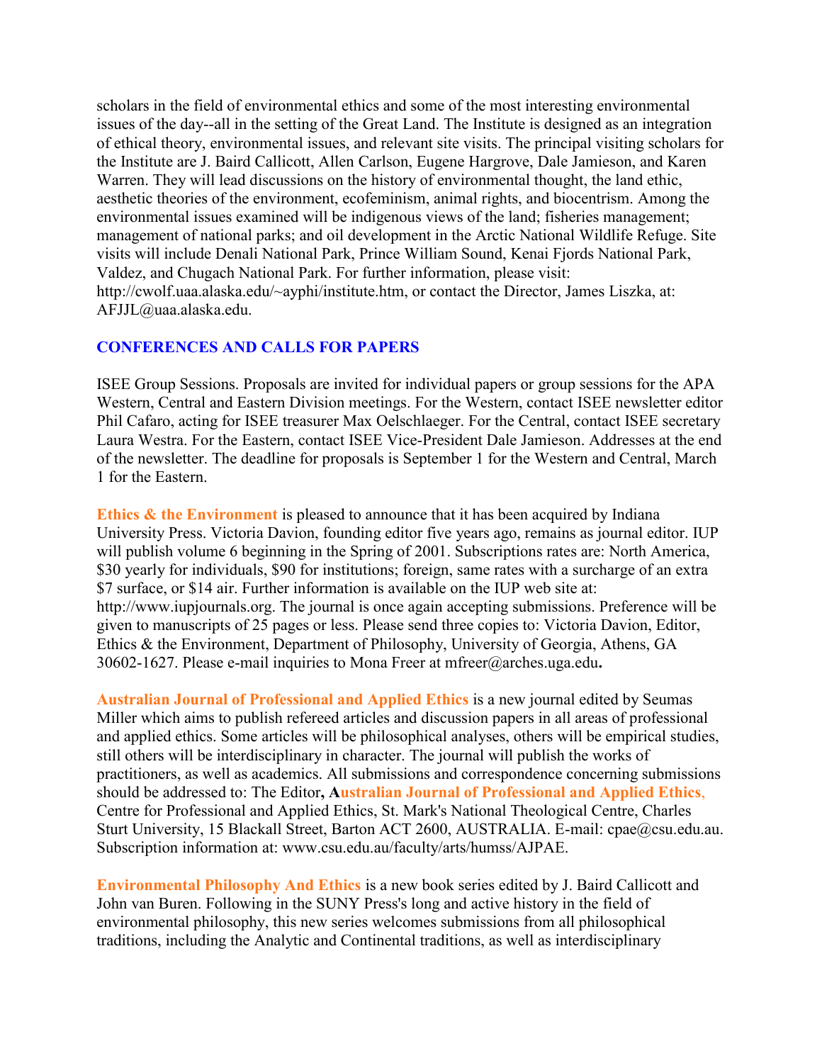scholars in the field of environmental ethics and some of the most interesting environmental issues of the day--all in the setting of the Great Land. The Institute is designed as an integration of ethical theory, environmental issues, and relevant site visits. The principal visiting scholars for the Institute are J. Baird Callicott, Allen Carlson, Eugene Hargrove, Dale Jamieson, and Karen Warren. They will lead discussions on the history of environmental thought, the land ethic, aesthetic theories of the environment, ecofeminism, animal rights, and biocentrism. Among the environmental issues examined will be indigenous views of the land; fisheries management; management of national parks; and oil development in the Arctic National Wildlife Refuge. Site visits will include Denali National Park, Prince William Sound, Kenai Fjords National Park, Valdez, and Chugach National Park. For further information, please visit: http://cwolf.uaa.alaska.edu/~ayphi/institute.htm, or contact the Director, James Liszka, at: AFJJL@uaa.alaska.edu.

## CONFERENCES AND CALLS FOR PAPERS

ISEE Group Sessions. Proposals are invited for individual papers or group sessions for the APA Western, Central and Eastern Division meetings. For the Western, contact ISEE newsletter editor Phil Cafaro, acting for ISEE treasurer Max Oelschlaeger. For the Central, contact ISEE secretary Laura Westra. For the Eastern, contact ISEE Vice-President Dale Jamieson. Addresses at the end of the newsletter. The deadline for proposals is September 1 for the Western and Central, March 1 for the Eastern.

**Ethics & the Environment** is pleased to announce that it has been acquired by Indiana University Press. Victoria Davion, founding editor five years ago, remains as journal editor. IUP will publish volume 6 beginning in the Spring of 2001. Subscriptions rates are: North America, $30 yearly for individuals, $90 for institutions; foreign, same rates with a surcharge of an extra $7 surface, or $14 air. Further information is available on the IUP web site at: http://www.iupjournals.org. The journal is once again accepting submissions. Preference will be given to manuscripts of 25 pages or less. Please send three copies to: Victoria Davion, Editor, Ethics & the Environment, Department of Philosophy, University of Georgia, Athens, GA 30602-1627. Please e-mail inquiries to Mona Freer at mfreer@arches.uga.edu**.**

**Australian Journal of Professional and Applied Ethics** is a new journal edited by Seumas Miller which aims to publish refereed articles and discussion papers in all areas of professional and applied ethics. Some articles will be philosophical analyses, others will be empirical studies, still others will be interdisciplinary in character. The journal will publish the works of practitioners, as well as academics. All submissions and correspondence concerning submissions should be addressed to: The Editor**, Australian Journal of Professional and Applied Ethics**, Centre for Professional and Applied Ethics, St. Mark's National Theological Centre, Charles Sturt University, 15 Blackall Street, Barton ACT 2600, AUSTRALIA. E-mail: cpae@csu.edu.au. Subscription information at: www.csu.edu.au/faculty/arts/humss/AJPAE.

**Environmental Philosophy And Ethics** is a new book series edited by J. Baird Callicott and John van Buren. Following in the SUNY Press's long and active history in the field of environmental philosophy, this new series welcomes submissions from all philosophical traditions, including the Analytic and Continental traditions, as well as interdisciplinary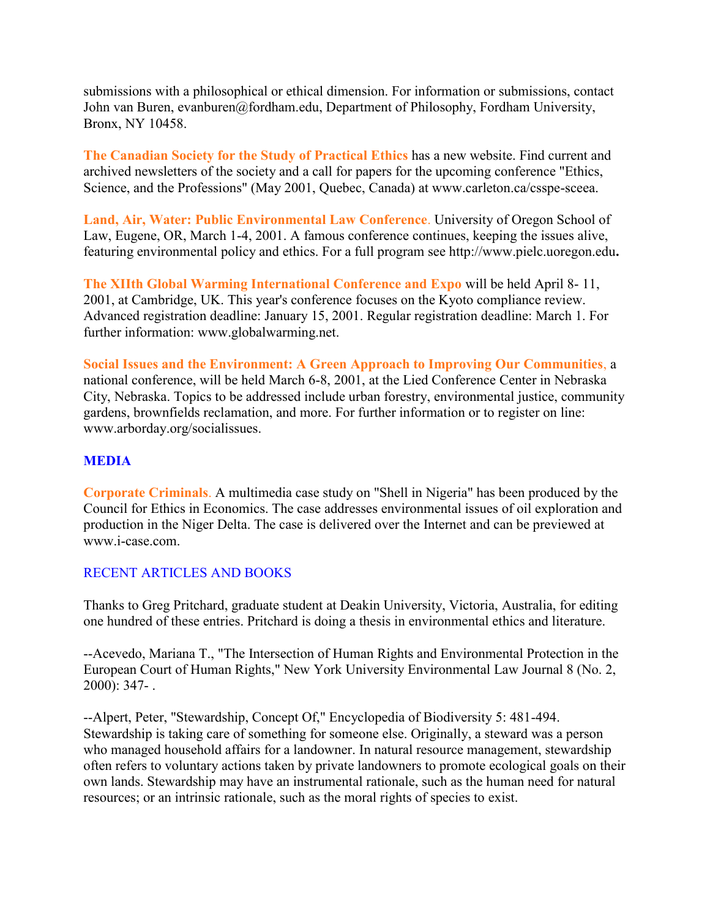submissions with a philosophical or ethical dimension. For information or submissions, contact John van Buren, evanburen@fordham.edu, Department of Philosophy, Fordham University, Bronx, NY 10458.

**The Canadian Society for the Study of Practical Ethics** has a new website. Find current and archived newsletters of the society and a call for papers for the upcoming conference "Ethics, Science, and the Professions" (May 2001, Quebec, Canada) at www.carleton.ca/csspe-sceea.

**Land, Air, Water: Public Environmental Law Conference**. University of Oregon School of Law, Eugene, OR, March 1-4, 2001. A famous conference continues, keeping the issues alive, featuring environmental policy and ethics. For a full program see http://www.pielc.uoregon.edu**.**

**The XIIth Global Warming International Conference and Expo** will be held April 8- 11, 2001, at Cambridge, UK. This year's conference focuses on the Kyoto compliance review. Advanced registration deadline: January 15, 2001. Regular registration deadline: March 1. For further information: www.globalwarming.net.

**Social Issues and the Environment: A Green Approach to Improving Our Communities**, a national conference, will be held March 6-8, 2001, at the Lied Conference Center in Nebraska City, Nebraska. Topics to be addressed include urban forestry, environmental justice, community gardens, brownfields reclamation, and more. For further information or to register on line: www.arborday.org/socialissues.

## MEDIA

**Corporate Criminals**. A multimedia case study on "Shell in Nigeria" has been produced by the Council for Ethics in Economics. The case addresses environmental issues of oil exploration and production in the Niger Delta. The case is delivered over the Internet and can be previewed at www.i-case.com.

## RECENT ARTICLES AND BOOKS

Thanks to Greg Pritchard, graduate student at Deakin University, Victoria, Australia, for editing one hundred of these entries. Pritchard is doing a thesis in environmental ethics and literature.

--Acevedo, Mariana T., "The Intersection of Human Rights and Environmental Protection in the European Court of Human Rights," New York University Environmental Law Journal 8 (No. 2, 2000): 347- .

--Alpert, Peter, "Stewardship, Concept Of," Encyclopedia of Biodiversity 5: 481-494. Stewardship is taking care of something for someone else. Originally, a steward was a person who managed household affairs for a landowner. In natural resource management, stewardship often refers to voluntary actions taken by private landowners to promote ecological goals on their own lands. Stewardship may have an instrumental rationale, such as the human need for natural resources; or an intrinsic rationale, such as the moral rights of species to exist.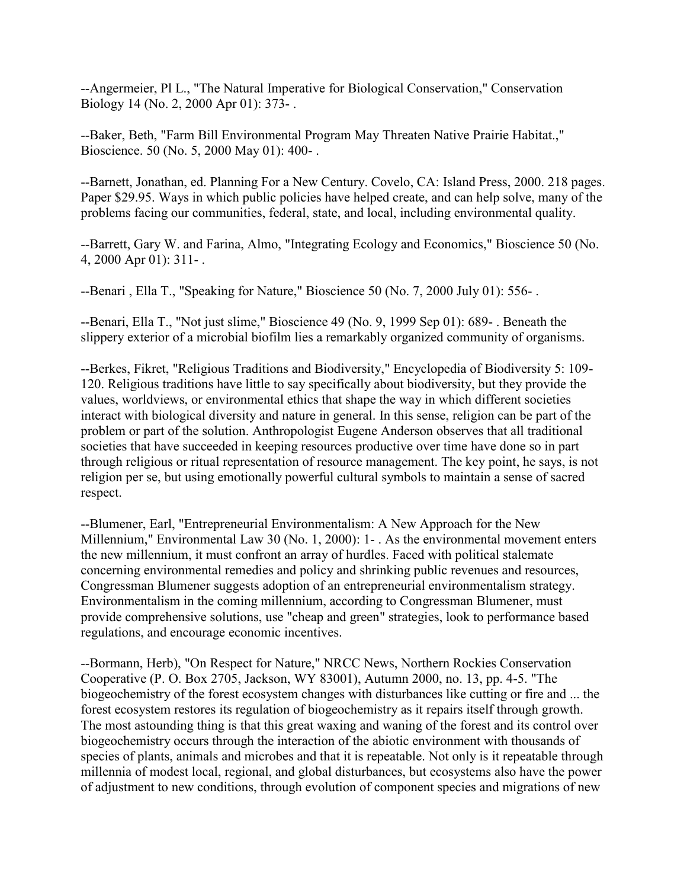--Angermeier, Pl L., "The Natural Imperative for Biological Conservation," Conservation Biology 14 (No. 2, 2000 Apr 01): 373- .

--Baker, Beth, "Farm Bill Environmental Program May Threaten Native Prairie Habitat.," Bioscience. 50 (No. 5, 2000 May 01): 400- .

--Barnett, Jonathan, ed. Planning For a New Century. Covelo, CA: Island Press, 2000. 218 pages. Paper $29.95. Ways in which public policies have helped create, and can help solve, many of the problems facing our communities, federal, state, and local, including environmental quality.

--Barrett, Gary W. and Farina, Almo, "Integrating Ecology and Economics," Bioscience 50 (No. 4, 2000 Apr 01): 311- .

--Benari , Ella T., "Speaking for Nature," Bioscience 50 (No. 7, 2000 July 01): 556- .

--Benari, Ella T., "Not just slime," Bioscience 49 (No. 9, 1999 Sep 01): 689- . Beneath the slippery exterior of a microbial biofilm lies a remarkably organized community of organisms.

--Berkes, Fikret, "Religious Traditions and Biodiversity," Encyclopedia of Biodiversity 5: 109-120. Religious traditions have little to say specifically about biodiversity, but they provide the values, worldviews, or environmental ethics that shape the way in which different societies interact with biological diversity and nature in general. In this sense, religion can be part of the problem or part of the solution. Anthropologist Eugene Anderson observes that all traditional societies that have succeeded in keeping resources productive over time have done so in part through religious or ritual representation of resource management. The key point, he says, is not religion per se, but using emotionally powerful cultural symbols to maintain a sense of sacred respect.

--Blumener, Earl, "Entrepreneurial Environmentalism: A New Approach for the New Millennium," Environmental Law 30 (No. 1, 2000): 1- . As the environmental movement enters the new millennium, it must confront an array of hurdles. Faced with political stalemate concerning environmental remedies and policy and shrinking public revenues and resources, Congressman Blumener suggests adoption of an entrepreneurial environmentalism strategy. Environmentalism in the coming millennium, according to Congressman Blumener, must provide comprehensive solutions, use "cheap and green" strategies, look to performance based regulations, and encourage economic incentives.

--Bormann, Herb), "On Respect for Nature," NRCC News, Northern Rockies Conservation Cooperative (P. O. Box 2705, Jackson, WY 83001), Autumn 2000, no. 13, pp. 4-5. "The biogeochemistry of the forest ecosystem changes with disturbances like cutting or fire and ... the forest ecosystem restores its regulation of biogeochemistry as it repairs itself through growth. The most astounding thing is that this great waxing and waning of the forest and its control over biogeochemistry occurs through the interaction of the abiotic environment with thousands of species of plants, animals and microbes and that it is repeatable. Not only is it repeatable through millennia of modest local, regional, and global disturbances, but ecosystems also have the power of adjustment to new conditions, through evolution of component species and migrations of new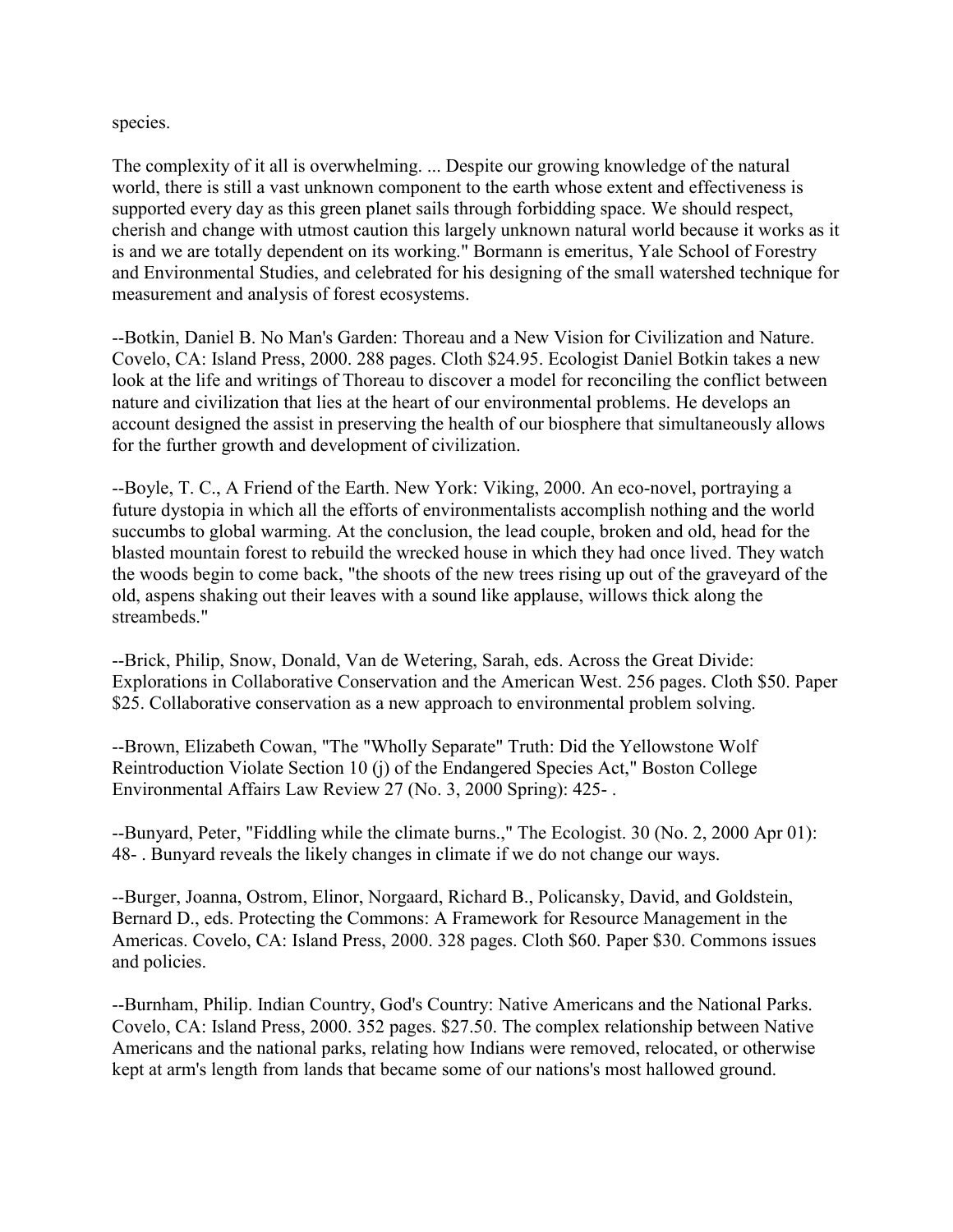species.

The complexity of it all is overwhelming. ... Despite our growing knowledge of the natural world, there is still a vast unknown component to the earth whose extent and effectiveness is supported every day as this green planet sails through forbidding space. We should respect, cherish and change with utmost caution this largely unknown natural world because it works as it is and we are totally dependent on its working." Bormann is emeritus, Yale School of Forestry and Environmental Studies, and celebrated for his designing of the small watershed technique for measurement and analysis of forest ecosystems.

--Botkin, Daniel B. No Man's Garden: Thoreau and a New Vision for Civilization and Nature. Covelo, CA: Island Press, 2000. 288 pages. Cloth $24.95. Ecologist Daniel Botkin takes a new look at the life and writings of Thoreau to discover a model for reconciling the conflict between nature and civilization that lies at the heart of our environmental problems. He develops an account designed the assist in preserving the health of our biosphere that simultaneously allows for the further growth and development of civilization.

--Boyle, T. C., A Friend of the Earth. New York: Viking, 2000. An eco-novel, portraying a future dystopia in which all the efforts of environmentalists accomplish nothing and the world succumbs to global warming. At the conclusion, the lead couple, broken and old, head for the blasted mountain forest to rebuild the wrecked house in which they had once lived. They watch the woods begin to come back, "the shoots of the new trees rising up out of the graveyard of the old, aspens shaking out their leaves with a sound like applause, willows thick along the streambeds."

--Brick, Philip, Snow, Donald, Van de Wetering, Sarah, eds. Across the Great Divide: Explorations in Collaborative Conservation and the American West. 256 pages. Cloth $50. Paper $25. Collaborative conservation as a new approach to environmental problem solving.

--Brown, Elizabeth Cowan, "The "Wholly Separate" Truth: Did the Yellowstone Wolf Reintroduction Violate Section 10 (j) of the Endangered Species Act," Boston College Environmental Affairs Law Review 27 (No. 3, 2000 Spring): 425- .

--Bunyard, Peter, "Fiddling while the climate burns.," The Ecologist. 30 (No. 2, 2000 Apr 01): 48- . Bunyard reveals the likely changes in climate if we do not change our ways.

--Burger, Joanna, Ostrom, Elinor, Norgaard, Richard B., Policansky, David, and Goldstein, Bernard D., eds. Protecting the Commons: A Framework for Resource Management in the Americas. Covelo, CA: Island Press, 2000. 328 pages. Cloth $60. Paper $30. Commons issues and policies.

--Burnham, Philip. Indian Country, God's Country: Native Americans and the National Parks. Covelo, CA: Island Press, 2000. 352 pages. $27.50. The complex relationship between Native Americans and the national parks, relating how Indians were removed, relocated, or otherwise kept at arm's length from lands that became some of our nations's most hallowed ground.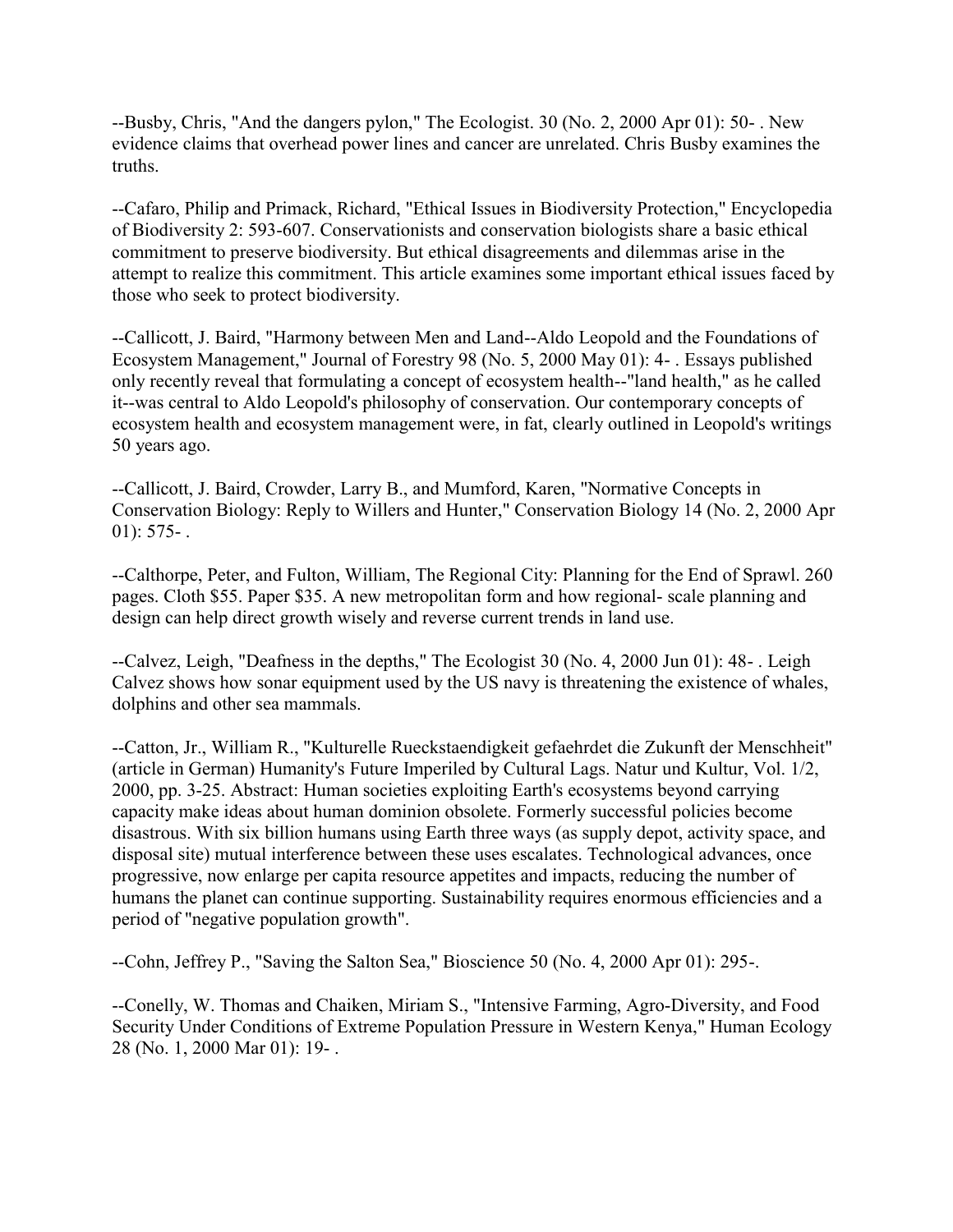--Busby, Chris, "And the dangers pylon," The Ecologist. 30 (No. 2, 2000 Apr 01): 50- . New evidence claims that overhead power lines and cancer are unrelated. Chris Busby examines the truths.

--Cafaro, Philip and Primack, Richard, "Ethical Issues in Biodiversity Protection," Encyclopedia of Biodiversity 2: 593-607. Conservationists and conservation biologists share a basic ethical commitment to preserve biodiversity. But ethical disagreements and dilemmas arise in the attempt to realize this commitment. This article examines some important ethical issues faced by those who seek to protect biodiversity.

--Callicott, J. Baird, "Harmony between Men and Land--Aldo Leopold and the Foundations of Ecosystem Management," Journal of Forestry 98 (No. 5, 2000 May 01): 4- . Essays published only recently reveal that formulating a concept of ecosystem health--"land health," as he called it--was central to Aldo Leopold's philosophy of conservation. Our contemporary concepts of ecosystem health and ecosystem management were, in fat, clearly outlined in Leopold's writings 50 years ago.

--Callicott, J. Baird, Crowder, Larry B., and Mumford, Karen, "Normative Concepts in Conservation Biology: Reply to Willers and Hunter," Conservation Biology 14 (No. 2, 2000 Apr 01): 575- .

--Calthorpe, Peter, and Fulton, William, The Regional City: Planning for the End of Sprawl. 260 pages. Cloth $55. Paper $35. A new metropolitan form and how regional- scale planning and design can help direct growth wisely and reverse current trends in land use.

--Calvez, Leigh, "Deafness in the depths," The Ecologist 30 (No. 4, 2000 Jun 01): 48- . Leigh Calvez shows how sonar equipment used by the US navy is threatening the existence of whales, dolphins and other sea mammals.

--Catton, Jr., William R., "Kulturelle Rueckstaendigkeit gefaehrdet die Zukunft der Menschheit" (article in German) Humanity's Future Imperiled by Cultural Lags. Natur und Kultur, Vol. 1/2, 2000, pp. 3-25. Abstract: Human societies exploiting Earth's ecosystems beyond carrying capacity make ideas about human dominion obsolete. Formerly successful policies become disastrous. With six billion humans using Earth three ways (as supply depot, activity space, and disposal site) mutual interference between these uses escalates. Technological advances, once progressive, now enlarge per capita resource appetites and impacts, reducing the number of humans the planet can continue supporting. Sustainability requires enormous efficiencies and a period of "negative population growth".

--Cohn, Jeffrey P., "Saving the Salton Sea," Bioscience 50 (No. 4, 2000 Apr 01): 295-.

--Conelly, W. Thomas and Chaiken, Miriam S., "Intensive Farming, Agro-Diversity, and Food Security Under Conditions of Extreme Population Pressure in Western Kenya," Human Ecology 28 (No. 1, 2000 Mar 01): 19- .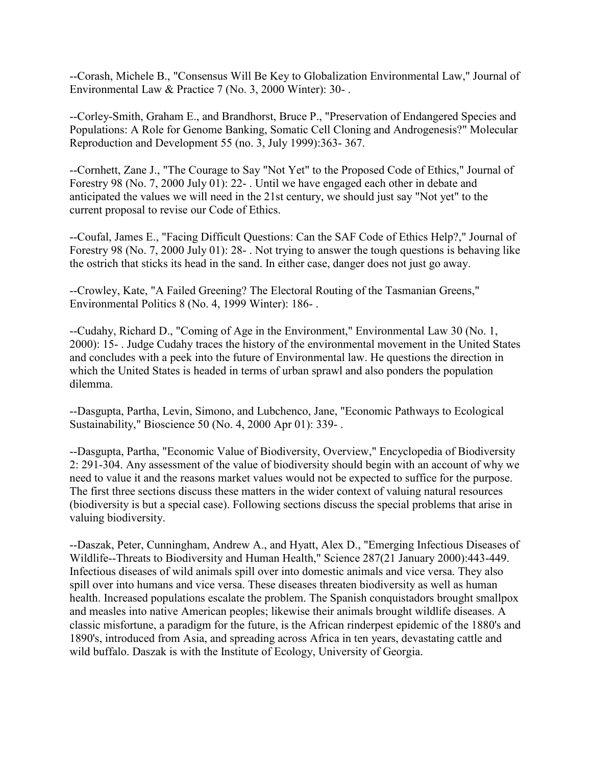--Corash, Michele B., "Consensus Will Be Key to Globalization Environmental Law," Journal of Environmental Law & Practice 7 (No. 3, 2000 Winter): 30- .

--Corley-Smith, Graham E., and Brandhorst, Bruce P., "Preservation of Endangered Species and Populations: A Role for Genome Banking, Somatic Cell Cloning and Androgenesis?" Molecular Reproduction and Development 55 (no. 3, July 1999):363- 367.

--Cornhett, Zane J., "The Courage to Say "Not Yet" to the Proposed Code of Ethics," Journal of Forestry 98 (No. 7, 2000 July 01): 22- . Until we have engaged each other in debate and anticipated the values we will need in the 21st century, we should just say "Not yet" to the current proposal to revise our Code of Ethics.

--Coufal, James E., "Facing Difficult Questions: Can the SAF Code of Ethics Help?," Journal of Forestry 98 (No. 7, 2000 July 01): 28- . Not trying to answer the tough questions is behaving like the ostrich that sticks its head in the sand. In either case, danger does not just go away.

--Crowley, Kate, "A Failed Greening? The Electoral Routing of the Tasmanian Greens," Environmental Politics 8 (No. 4, 1999 Winter): 186- .

--Cudahy, Richard D., "Coming of Age in the Environment," Environmental Law 30 (No. 1, 2000): 15- . Judge Cudahy traces the history of the environmental movement in the United States and concludes with a peek into the future of Environmental law. He questions the direction in which the United States is headed in terms of urban sprawl and also ponders the population dilemma.

--Dasgupta, Partha, Levin, Simono, and Lubchenco, Jane, "Economic Pathways to Ecological Sustainability," Bioscience 50 (No. 4, 2000 Apr 01): 339- .

--Dasgupta, Partha, "Economic Value of Biodiversity, Overview," Encyclopedia of Biodiversity 2: 291-304. Any assessment of the value of biodiversity should begin with an account of why we need to value it and the reasons market values would not be expected to suffice for the purpose. The first three sections discuss these matters in the wider context of valuing natural resources (biodiversity is but a special case). Following sections discuss the special problems that arise in valuing biodiversity.

--Daszak, Peter, Cunningham, Andrew A., and Hyatt, Alex D., "Emerging Infectious Diseases of Wildlife--Threats to Biodiversity and Human Health," Science 287(21 January 2000):443-449. Infectious diseases of wild animals spill over into domestic animals and vice versa. They also spill over into humans and vice versa. These diseases threaten biodiversity as well as human health. Increased populations escalate the problem. The Spanish conquistadors brought smallpox and measles into native American peoples; likewise their animals brought wildlife diseases. A classic misfortune, a paradigm for the future, is the African rinderpest epidemic of the 1880's and 1890's, introduced from Asia, and spreading across Africa in ten years, devastating cattle and wild buffalo. Daszak is with the Institute of Ecology, University of Georgia.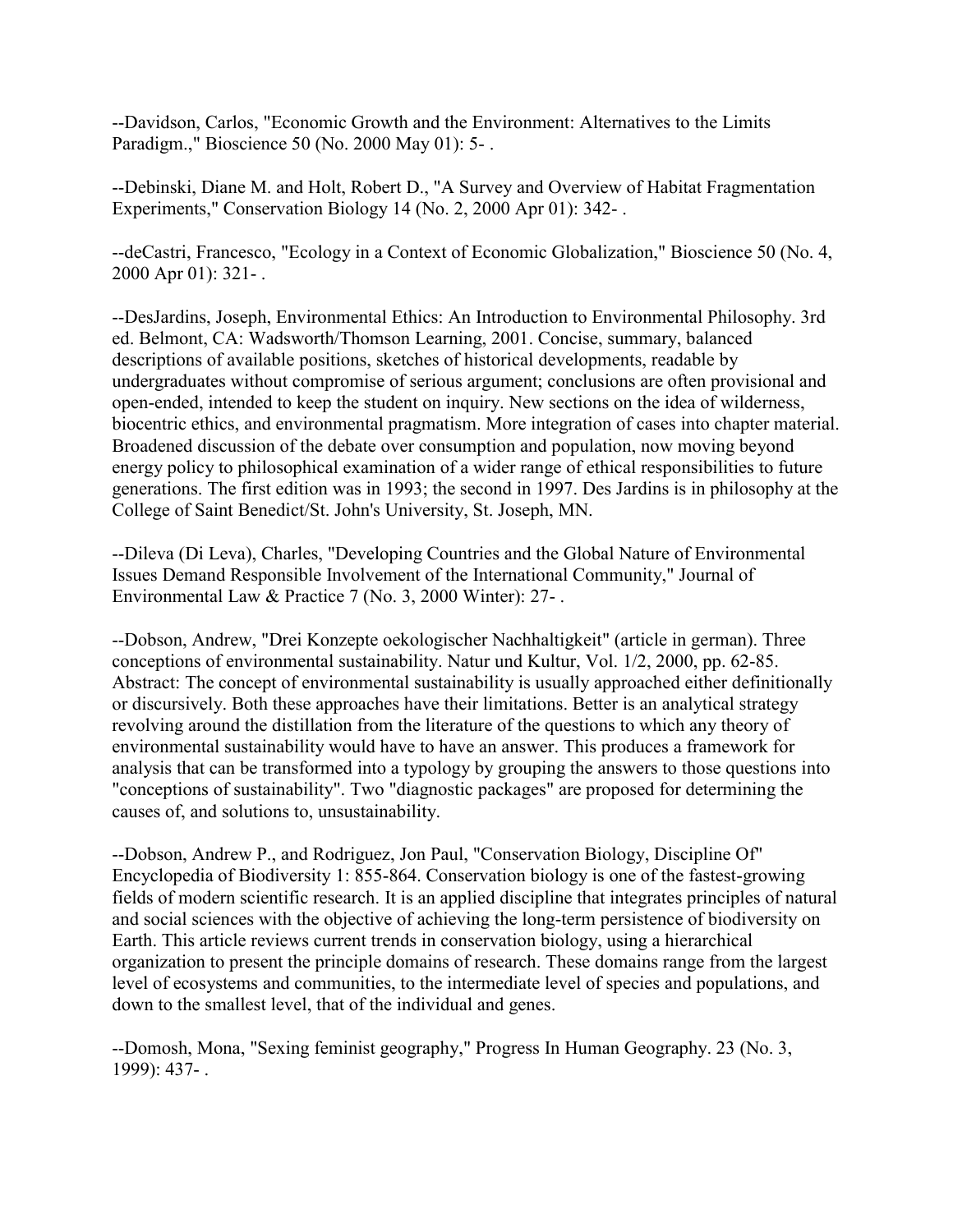--Davidson, Carlos, "Economic Growth and the Environment: Alternatives to the Limits Paradigm.," Bioscience 50 (No. 2000 May 01): 5- .

--Debinski, Diane M. and Holt, Robert D., "A Survey and Overview of Habitat Fragmentation Experiments," Conservation Biology 14 (No. 2, 2000 Apr 01): 342- .

--deCastri, Francesco, "Ecology in a Context of Economic Globalization," Bioscience 50 (No. 4, 2000 Apr 01): 321- .

--DesJardins, Joseph, Environmental Ethics: An Introduction to Environmental Philosophy. 3rd ed. Belmont, CA: Wadsworth/Thomson Learning, 2001. Concise, summary, balanced descriptions of available positions, sketches of historical developments, readable by undergraduates without compromise of serious argument; conclusions are often provisional and open-ended, intended to keep the student on inquiry. New sections on the idea of wilderness, biocentric ethics, and environmental pragmatism. More integration of cases into chapter material. Broadened discussion of the debate over consumption and population, now moving beyond energy policy to philosophical examination of a wider range of ethical responsibilities to future generations. The first edition was in 1993; the second in 1997. Des Jardins is in philosophy at the College of Saint Benedict/St. John's University, St. Joseph, MN.

--Dileva (Di Leva), Charles, "Developing Countries and the Global Nature of Environmental Issues Demand Responsible Involvement of the International Community," Journal of Environmental Law & Practice 7 (No. 3, 2000 Winter): 27- .

--Dobson, Andrew, "Drei Konzepte oekologischer Nachhaltigkeit" (article in german). Three conceptions of environmental sustainability. Natur und Kultur, Vol. 1/2, 2000, pp. 62-85. Abstract: The concept of environmental sustainability is usually approached either definitionally or discursively. Both these approaches have their limitations. Better is an analytical strategy revolving around the distillation from the literature of the questions to which any theory of environmental sustainability would have to have an answer. This produces a framework for analysis that can be transformed into a typology by grouping the answers to those questions into "conceptions of sustainability". Two "diagnostic packages" are proposed for determining the causes of, and solutions to, unsustainability.

--Dobson, Andrew P., and Rodriguez, Jon Paul, "Conservation Biology, Discipline Of" Encyclopedia of Biodiversity 1: 855-864. Conservation biology is one of the fastest-growing fields of modern scientific research. It is an applied discipline that integrates principles of natural and social sciences with the objective of achieving the long-term persistence of biodiversity on Earth. This article reviews current trends in conservation biology, using a hierarchical organization to present the principle domains of research. These domains range from the largest level of ecosystems and communities, to the intermediate level of species and populations, and down to the smallest level, that of the individual and genes.

--Domosh, Mona, "Sexing feminist geography," Progress In Human Geography. 23 (No. 3, 1999): 437- .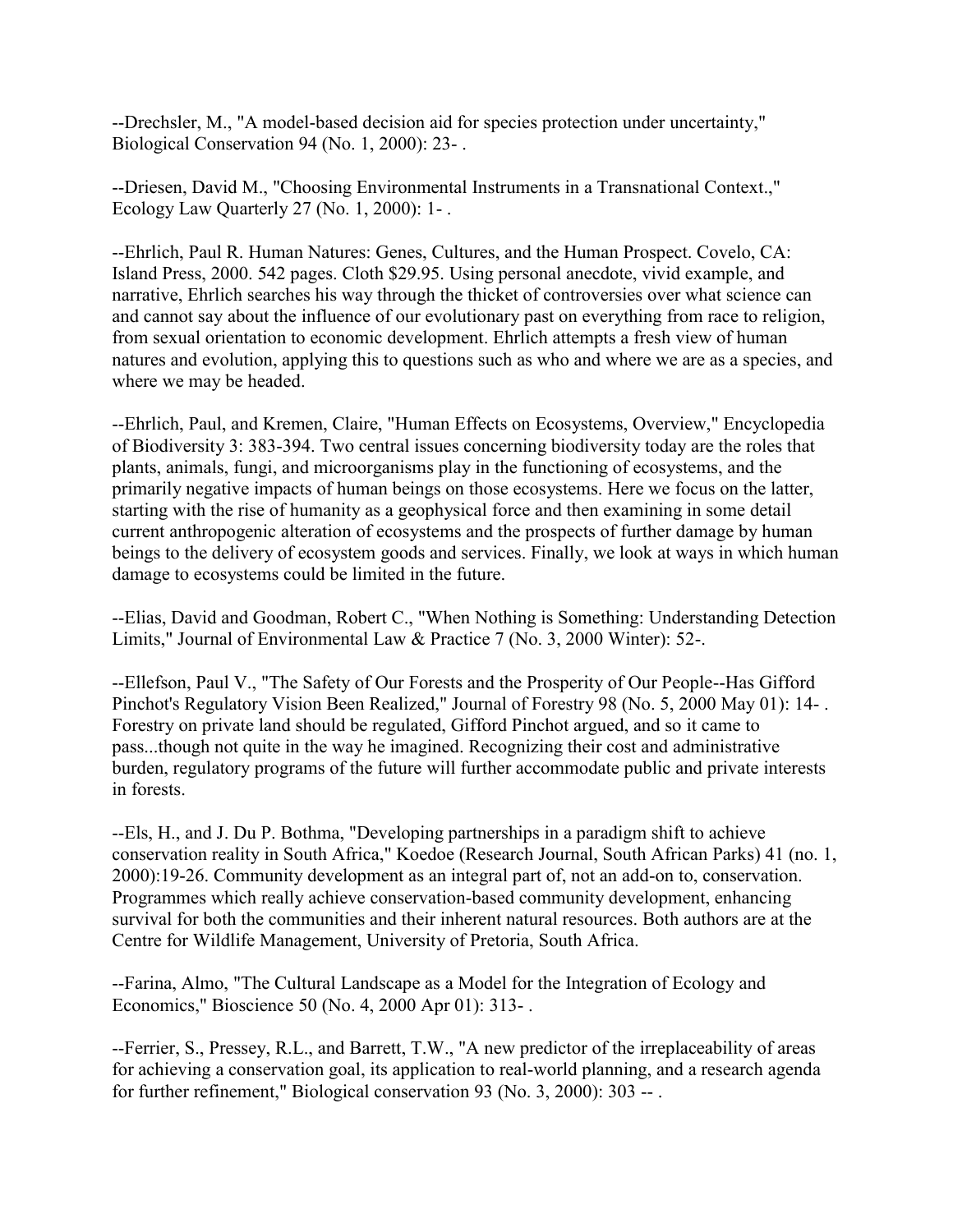--Drechsler, M., "A model-based decision aid for species protection under uncertainty," Biological Conservation 94 (No. 1, 2000): 23- .

--Driesen, David M., "Choosing Environmental Instruments in a Transnational Context.," Ecology Law Quarterly 27 (No. 1, 2000): 1- .

--Ehrlich, Paul R. Human Natures: Genes, Cultures, and the Human Prospect. Covelo, CA: Island Press, 2000. 542 pages. Cloth $29.95. Using personal anecdote, vivid example, and narrative, Ehrlich searches his way through the thicket of controversies over what science can and cannot say about the influence of our evolutionary past on everything from race to religion, from sexual orientation to economic development. Ehrlich attempts a fresh view of human natures and evolution, applying this to questions such as who and where we are as a species, and where we may be headed.

--Ehrlich, Paul, and Kremen, Claire, "Human Effects on Ecosystems, Overview," Encyclopedia of Biodiversity 3: 383-394. Two central issues concerning biodiversity today are the roles that plants, animals, fungi, and microorganisms play in the functioning of ecosystems, and the primarily negative impacts of human beings on those ecosystems. Here we focus on the latter, starting with the rise of humanity as a geophysical force and then examining in some detail current anthropogenic alteration of ecosystems and the prospects of further damage by human beings to the delivery of ecosystem goods and services. Finally, we look at ways in which human damage to ecosystems could be limited in the future.

--Elias, David and Goodman, Robert C., "When Nothing is Something: Understanding Detection Limits," Journal of Environmental Law & Practice 7 (No. 3, 2000 Winter): 52-.

--Ellefson, Paul V., "The Safety of Our Forests and the Prosperity of Our People--Has Gifford Pinchot's Regulatory Vision Been Realized," Journal of Forestry 98 (No. 5, 2000 May 01): 14- . Forestry on private land should be regulated, Gifford Pinchot argued, and so it came to pass...though not quite in the way he imagined. Recognizing their cost and administrative burden, regulatory programs of the future will further accommodate public and private interests in forests.

--Els, H., and J. Du P. Bothma, "Developing partnerships in a paradigm shift to achieve conservation reality in South Africa," Koedoe (Research Journal, South African Parks) 41 (no. 1, 2000):19-26. Community development as an integral part of, not an add-on to, conservation. Programmes which really achieve conservation-based community development, enhancing survival for both the communities and their inherent natural resources. Both authors are at the Centre for Wildlife Management, University of Pretoria, South Africa.

--Farina, Almo, "The Cultural Landscape as a Model for the Integration of Ecology and Economics," Bioscience 50 (No. 4, 2000 Apr 01): 313- .

--Ferrier, S., Pressey, R.L., and Barrett, T.W., "A new predictor of the irreplaceability of areas for achieving a conservation goal, its application to real-world planning, and a research agenda for further refinement," Biological conservation 93 (No. 3, 2000): 303 -- .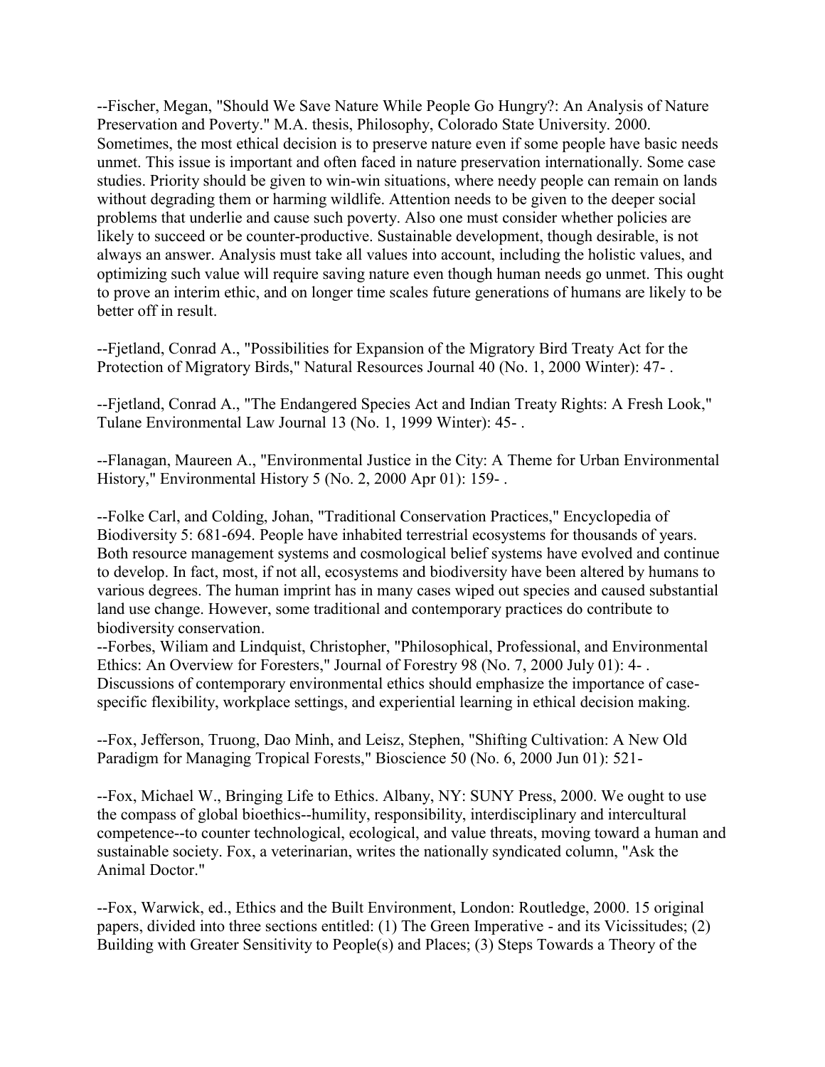--Fischer, Megan, "Should We Save Nature While People Go Hungry?: An Analysis of Nature Preservation and Poverty." M.A. thesis, Philosophy, Colorado State University. 2000. Sometimes, the most ethical decision is to preserve nature even if some people have basic needs unmet. This issue is important and often faced in nature preservation internationally. Some case studies. Priority should be given to win-win situations, where needy people can remain on lands without degrading them or harming wildlife. Attention needs to be given to the deeper social problems that underlie and cause such poverty. Also one must consider whether policies are likely to succeed or be counter-productive. Sustainable development, though desirable, is not always an answer. Analysis must take all values into account, including the holistic values, and optimizing such value will require saving nature even though human needs go unmet. This ought to prove an interim ethic, and on longer time scales future generations of humans are likely to be better off in result.

--Fjetland, Conrad A., "Possibilities for Expansion of the Migratory Bird Treaty Act for the Protection of Migratory Birds," Natural Resources Journal 40 (No. 1, 2000 Winter): 47- .

--Fjetland, Conrad A., "The Endangered Species Act and Indian Treaty Rights: A Fresh Look," Tulane Environmental Law Journal 13 (No. 1, 1999 Winter): 45- .

--Flanagan, Maureen A., "Environmental Justice in the City: A Theme for Urban Environmental History," Environmental History 5 (No. 2, 2000 Apr 01): 159- .

--Folke Carl, and Colding, Johan, "Traditional Conservation Practices," Encyclopedia of Biodiversity 5: 681-694. People have inhabited terrestrial ecosystems for thousands of years. Both resource management systems and cosmological belief systems have evolved and continue to develop. In fact, most, if not all, ecosystems and biodiversity have been altered by humans to various degrees. The human imprint has in many cases wiped out species and caused substantial land use change. However, some traditional and contemporary practices do contribute to biodiversity conservation.

--Forbes, Wiliam and Lindquist, Christopher, "Philosophical, Professional, and Environmental Ethics: An Overview for Foresters," Journal of Forestry 98 (No. 7, 2000 July 01): 4- . Discussions of contemporary environmental ethics should emphasize the importance of case-specific flexibility, workplace settings, and experiential learning in ethical decision making.

--Fox, Jefferson, Truong, Dao Minh, and Leisz, Stephen, "Shifting Cultivation: A New Old Paradigm for Managing Tropical Forests," Bioscience 50 (No. 6, 2000 Jun 01): 521-

--Fox, Michael W., Bringing Life to Ethics. Albany, NY: SUNY Press, 2000. We ought to use the compass of global bioethics--humility, responsibility, interdisciplinary and intercultural competence--to counter technological, ecological, and value threats, moving toward a human and sustainable society. Fox, a veterinarian, writes the nationally syndicated column, "Ask the Animal Doctor."

--Fox, Warwick, ed., Ethics and the Built Environment, London: Routledge, 2000. 15 original papers, divided into three sections entitled: (1) The Green Imperative - and its Vicissitudes; (2) Building with Greater Sensitivity to People(s) and Places; (3) Steps Towards a Theory of the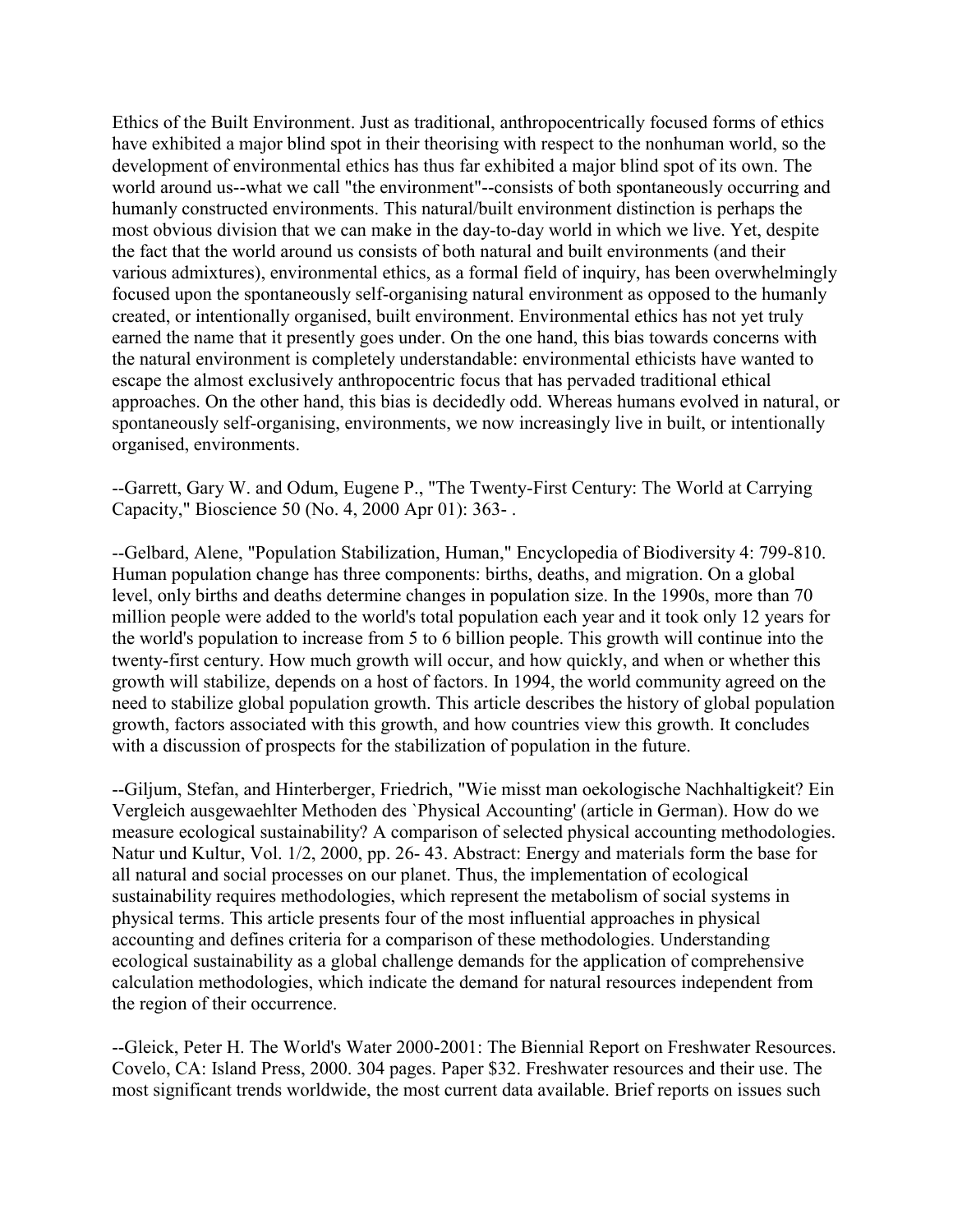Ethics of the Built Environment. Just as traditional, anthropocentrically focused forms of ethics have exhibited a major blind spot in their theorising with respect to the nonhuman world, so the development of environmental ethics has thus far exhibited a major blind spot of its own. The world around us--what we call "the environment"--consists of both spontaneously occurring and humanly constructed environments. This natural/built environment distinction is perhaps the most obvious division that we can make in the day-to-day world in which we live. Yet, despite the fact that the world around us consists of both natural and built environments (and their various admixtures), environmental ethics, as a formal field of inquiry, has been overwhelmingly focused upon the spontaneously self-organising natural environment as opposed to the humanly created, or intentionally organised, built environment. Environmental ethics has not yet truly earned the name that it presently goes under. On the one hand, this bias towards concerns with the natural environment is completely understandable: environmental ethicists have wanted to escape the almost exclusively anthropocentric focus that has pervaded traditional ethical approaches. On the other hand, this bias is decidedly odd. Whereas humans evolved in natural, or spontaneously self-organising, environments, we now increasingly live in built, or intentionally organised, environments.

--Garrett, Gary W. and Odum, Eugene P., "The Twenty-First Century: The World at Carrying Capacity," Bioscience 50 (No. 4, 2000 Apr 01): 363- .

--Gelbard, Alene, "Population Stabilization, Human," Encyclopedia of Biodiversity 4: 799-810. Human population change has three components: births, deaths, and migration. On a global level, only births and deaths determine changes in population size. In the 1990s, more than 70 million people were added to the world's total population each year and it took only 12 years for the world's population to increase from 5 to 6 billion people. This growth will continue into the twenty-first century. How much growth will occur, and how quickly, and when or whether this growth will stabilize, depends on a host of factors. In 1994, the world community agreed on the need to stabilize global population growth. This article describes the history of global population growth, factors associated with this growth, and how countries view this growth. It concludes with a discussion of prospects for the stabilization of population in the future.

--Giljum, Stefan, and Hinterberger, Friedrich, "Wie misst man oekologische Nachhaltigkeit? Ein Vergleich ausgewaehlter Methoden des `Physical Accounting' (article in German). How do we measure ecological sustainability? A comparison of selected physical accounting methodologies. Natur und Kultur, Vol. 1/2, 2000, pp. 26- 43. Abstract: Energy and materials form the base for all natural and social processes on our planet. Thus, the implementation of ecological sustainability requires methodologies, which represent the metabolism of social systems in physical terms. This article presents four of the most influential approaches in physical accounting and defines criteria for a comparison of these methodologies. Understanding ecological sustainability as a global challenge demands for the application of comprehensive calculation methodologies, which indicate the demand for natural resources independent from the region of their occurrence.

--Gleick, Peter H. The World's Water 2000-2001: The Biennial Report on Freshwater Resources. Covelo, CA: Island Press, 2000. 304 pages. Paper $32. Freshwater resources and their use. The most significant trends worldwide, the most current data available. Brief reports on issues such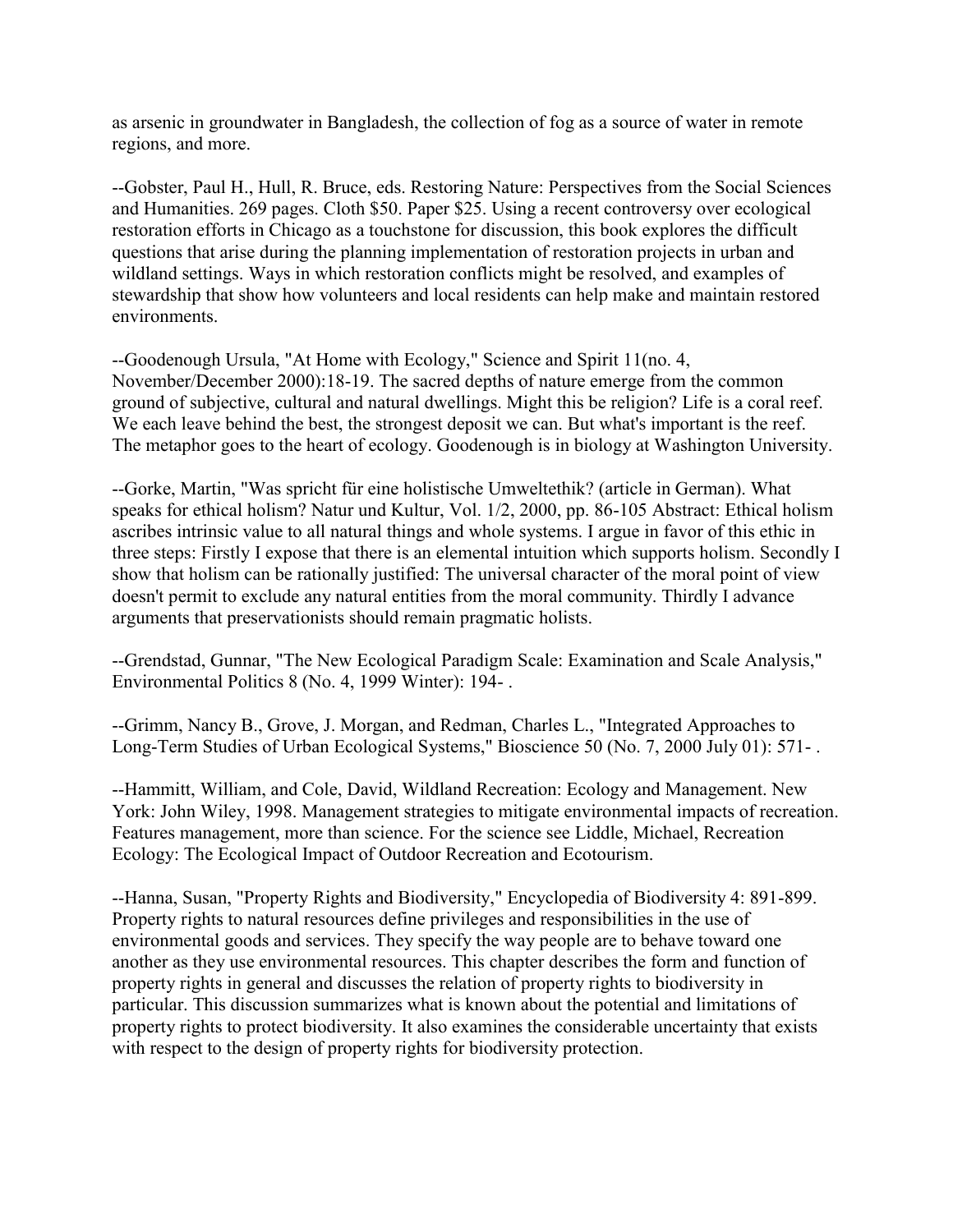as arsenic in groundwater in Bangladesh, the collection of fog as a source of water in remote regions, and more.

--Gobster, Paul H., Hull, R. Bruce, eds. Restoring Nature: Perspectives from the Social Sciences and Humanities. 269 pages. Cloth $50. Paper $25. Using a recent controversy over ecological restoration efforts in Chicago as a touchstone for discussion, this book explores the difficult questions that arise during the planning implementation of restoration projects in urban and wildland settings. Ways in which restoration conflicts might be resolved, and examples of stewardship that show how volunteers and local residents can help make and maintain restored environments.

--Goodenough Ursula, "At Home with Ecology," Science and Spirit 11(no. 4, November/December 2000):18-19. The sacred depths of nature emerge from the common ground of subjective, cultural and natural dwellings. Might this be religion? Life is a coral reef. We each leave behind the best, the strongest deposit we can. But what's important is the reef. The metaphor goes to the heart of ecology. Goodenough is in biology at Washington University.

--Gorke, Martin, "Was spricht für eine holistische Umweltethik? (article in German). What speaks for ethical holism? Natur und Kultur, Vol. 1/2, 2000, pp. 86-105 Abstract: Ethical holism ascribes intrinsic value to all natural things and whole systems. I argue in favor of this ethic in three steps: Firstly I expose that there is an elemental intuition which supports holism. Secondly I show that holism can be rationally justified: The universal character of the moral point of view doesn't permit to exclude any natural entities from the moral community. Thirdly I advance arguments that preservationists should remain pragmatic holists.

--Grendstad, Gunnar, "The New Ecological Paradigm Scale: Examination and Scale Analysis," Environmental Politics 8 (No. 4, 1999 Winter): 194- .

--Grimm, Nancy B., Grove, J. Morgan, and Redman, Charles L., "Integrated Approaches to Long-Term Studies of Urban Ecological Systems," Bioscience 50 (No. 7, 2000 July 01): 571- .

--Hammitt, William, and Cole, David, Wildland Recreation: Ecology and Management. New York: John Wiley, 1998. Management strategies to mitigate environmental impacts of recreation. Features management, more than science. For the science see Liddle, Michael, Recreation Ecology: The Ecological Impact of Outdoor Recreation and Ecotourism.

--Hanna, Susan, "Property Rights and Biodiversity," Encyclopedia of Biodiversity 4: 891-899. Property rights to natural resources define privileges and responsibilities in the use of environmental goods and services. They specify the way people are to behave toward one another as they use environmental resources. This chapter describes the form and function of property rights in general and discusses the relation of property rights to biodiversity in particular. This discussion summarizes what is known about the potential and limitations of property rights to protect biodiversity. It also examines the considerable uncertainty that exists with respect to the design of property rights for biodiversity protection.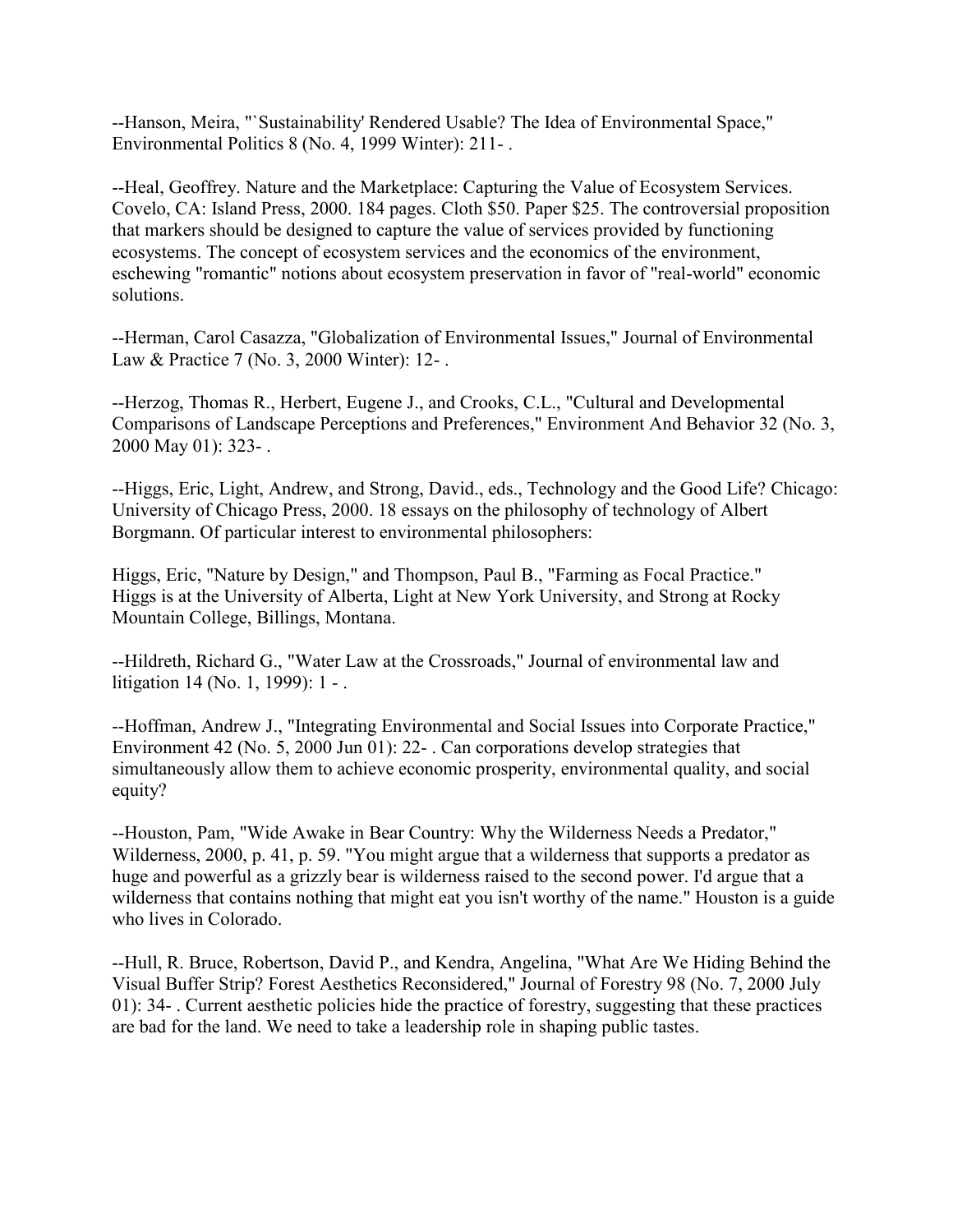--Hanson, Meira, "`Sustainability' Rendered Usable? The Idea of Environmental Space," Environmental Politics 8 (No. 4, 1999 Winter): 211- .

--Heal, Geoffrey. Nature and the Marketplace: Capturing the Value of Ecosystem Services. Covelo, CA: Island Press, 2000. 184 pages. Cloth $50. Paper $25. The controversial proposition that markers should be designed to capture the value of services provided by functioning ecosystems. The concept of ecosystem services and the economics of the environment, eschewing "romantic" notions about ecosystem preservation in favor of "real-world" economic solutions.

--Herman, Carol Casazza, "Globalization of Environmental Issues," Journal of Environmental Law & Practice 7 (No. 3, 2000 Winter): 12- .

--Herzog, Thomas R., Herbert, Eugene J., and Crooks, C.L., "Cultural and Developmental Comparisons of Landscape Perceptions and Preferences," Environment And Behavior 32 (No. 3, 2000 May 01): 323- .

--Higgs, Eric, Light, Andrew, and Strong, David., eds., Technology and the Good Life? Chicago: University of Chicago Press, 2000. 18 essays on the philosophy of technology of Albert Borgmann. Of particular interest to environmental philosophers:

Higgs, Eric, "Nature by Design," and Thompson, Paul B., "Farming as Focal Practice." Higgs is at the University of Alberta, Light at New York University, and Strong at Rocky Mountain College, Billings, Montana.

--Hildreth, Richard G., "Water Law at the Crossroads," Journal of environmental law and litigation 14 (No. 1, 1999): 1 - .

--Hoffman, Andrew J., "Integrating Environmental and Social Issues into Corporate Practice," Environment 42 (No. 5, 2000 Jun 01): 22- . Can corporations develop strategies that simultaneously allow them to achieve economic prosperity, environmental quality, and social equity?

--Houston, Pam, "Wide Awake in Bear Country: Why the Wilderness Needs a Predator," Wilderness, 2000, p. 41, p. 59. "You might argue that a wilderness that supports a predator as huge and powerful as a grizzly bear is wilderness raised to the second power. I'd argue that a wilderness that contains nothing that might eat you isn't worthy of the name." Houston is a guide who lives in Colorado.

--Hull, R. Bruce, Robertson, David P., and Kendra, Angelina, "What Are We Hiding Behind the Visual Buffer Strip? Forest Aesthetics Reconsidered," Journal of Forestry 98 (No. 7, 2000 July 01): 34- . Current aesthetic policies hide the practice of forestry, suggesting that these practices are bad for the land. We need to take a leadership role in shaping public tastes.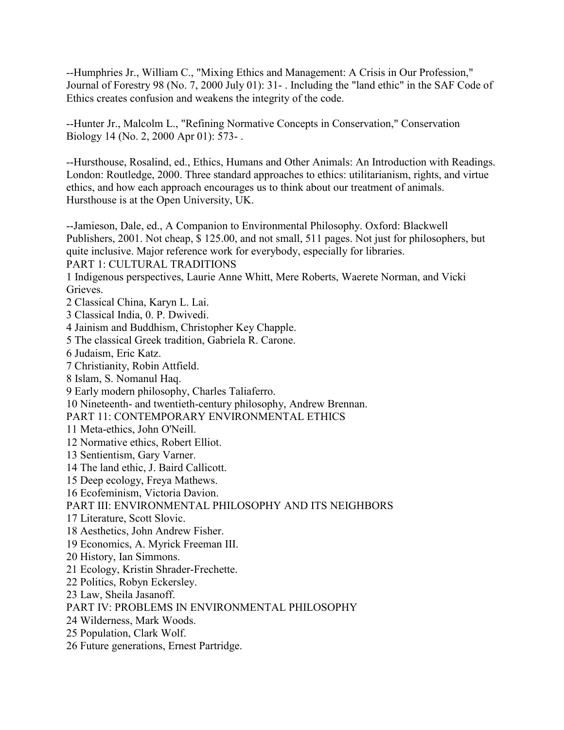--Humphries Jr., William C., "Mixing Ethics and Management: A Crisis in Our Profession," Journal of Forestry 98 (No. 7, 2000 July 01): 31- . Including the "land ethic" in the SAF Code of Ethics creates confusion and weakens the integrity of the code.

--Hunter Jr., Malcolm L., "Refining Normative Concepts in Conservation," Conservation Biology 14 (No. 2, 2000 Apr 01): 573- .

--Hursthouse, Rosalind, ed., Ethics, Humans and Other Animals: An Introduction with Readings. London: Routledge, 2000. Three standard approaches to ethics: utilitarianism, rights, and virtue ethics, and how each approach encourages us to think about our treatment of animals. Hursthouse is at the Open University, UK.

--Jamieson, Dale, ed., A Companion to Environmental Philosophy. Oxford: Blackwell Publishers, 2001. Not cheap, $ 125.00, and not small, 511 pages. Not just for philosophers, but quite inclusive. Major reference work for everybody, especially for libraries.
PART 1: CULTURAL TRADITIONS
1 Indigenous perspectives, Laurie Anne Whitt, Mere Roberts, Waerete Norman, and Vicki Grieves.
2 Classical China, Karyn L. Lai.
3 Classical India, 0. P. Dwivedi.
4 Jainism and Buddhism, Christopher Key Chapple.
5 The classical Greek tradition, Gabriela R. Carone.
6 Judaism, Eric Katz.
7 Christianity, Robin Attfield.
8 Islam, S. Nomanul Haq.
9 Early modern philosophy, Charles Taliaferro.
10 Nineteenth- and twentieth-century philosophy, Andrew Brennan.
PART 11: CONTEMPORARY ENVIRONMENTAL ETHICS
11 Meta-ethics, John O'Neill.
12 Normative ethics, Robert Elliot.
13 Sentientism, Gary Varner.
14 The land ethic, J. Baird Callicott.
15 Deep ecology, Freya Mathews.
16 Ecofeminism, Victoria Davion.
PART III: ENVIRONMENTAL PHILOSOPHY AND ITS NEIGHBORS
17 Literature, Scott Slovic.
18 Aesthetics, John Andrew Fisher.
19 Economics, A. Myrick Freeman III.
20 History, Ian Simmons.
21 Ecology, Kristin Shrader-Frechette.
22 Politics, Robyn Eckersley.
23 Law, Sheila Jasanoff.
PART IV: PROBLEMS IN ENVIRONMENTAL PHILOSOPHY
24 Wilderness, Mark Woods.
25 Population, Clark Wolf.
26 Future generations, Ernest Partridge.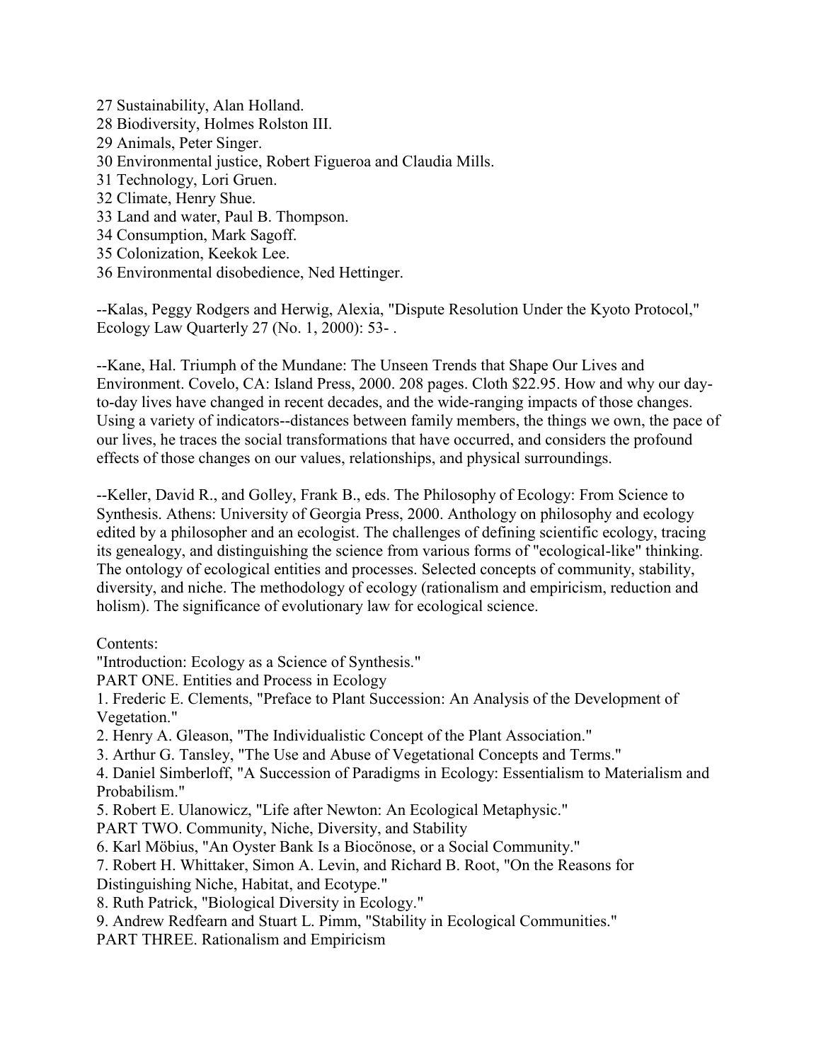27 Sustainability, Alan Holland.
28 Biodiversity, Holmes Rolston III.
29 Animals, Peter Singer.
30 Environmental justice, Robert Figueroa and Claudia Mills.
31 Technology, Lori Gruen.
32 Climate, Henry Shue.
33 Land and water, Paul B. Thompson.
34 Consumption, Mark Sagoff.
35 Colonization, Keekok Lee.
36 Environmental disobedience, Ned Hettinger.

--Kalas, Peggy Rodgers and Herwig, Alexia, "Dispute Resolution Under the Kyoto Protocol," Ecology Law Quarterly 27 (No. 1, 2000): 53- .

--Kane, Hal. Triumph of the Mundane: The Unseen Trends that Shape Our Lives and Environment. Covelo, CA: Island Press, 2000. 208 pages. Cloth $22.95. How and why our day-to-day lives have changed in recent decades, and the wide-ranging impacts of those changes. Using a variety of indicators--distances between family members, the things we own, the pace of our lives, he traces the social transformations that have occurred, and considers the profound effects of those changes on our values, relationships, and physical surroundings.

--Keller, David R., and Golley, Frank B., eds. The Philosophy of Ecology: From Science to Synthesis. Athens: University of Georgia Press, 2000. Anthology on philosophy and ecology edited by a philosopher and an ecologist. The challenges of defining scientific ecology, tracing its genealogy, and distinguishing the science from various forms of "ecological-like" thinking. The ontology of ecological entities and processes. Selected concepts of community, stability, diversity, and niche. The methodology of ecology (rationalism and empiricism, reduction and holism). The significance of evolutionary law for ecological science.

Contents:
"Introduction: Ecology as a Science of Synthesis."
PART ONE. Entities and Process in Ecology
1. Frederic E. Clements, "Preface to Plant Succession: An Analysis of the Development of Vegetation."
2. Henry A. Gleason, "The Individualistic Concept of the Plant Association."
3. Arthur G. Tansley, "The Use and Abuse of Vegetational Concepts and Terms."
4. Daniel Simberloff, "A Succession of Paradigms in Ecology: Essentialism to Materialism and Probabilism."
5. Robert E. Ulanowicz, "Life after Newton: An Ecological Metaphysic."
PART TWO. Community, Niche, Diversity, and Stability
6. Karl Möbius, "An Oyster Bank Is a Biocönose, or a Social Community."
7. Robert H. Whittaker, Simon A. Levin, and Richard B. Root, "On the Reasons for Distinguishing Niche, Habitat, and Ecotype."
8. Ruth Patrick, "Biological Diversity in Ecology."
9. Andrew Redfearn and Stuart L. Pimm, "Stability in Ecological Communities."
PART THREE. Rationalism and Empiricism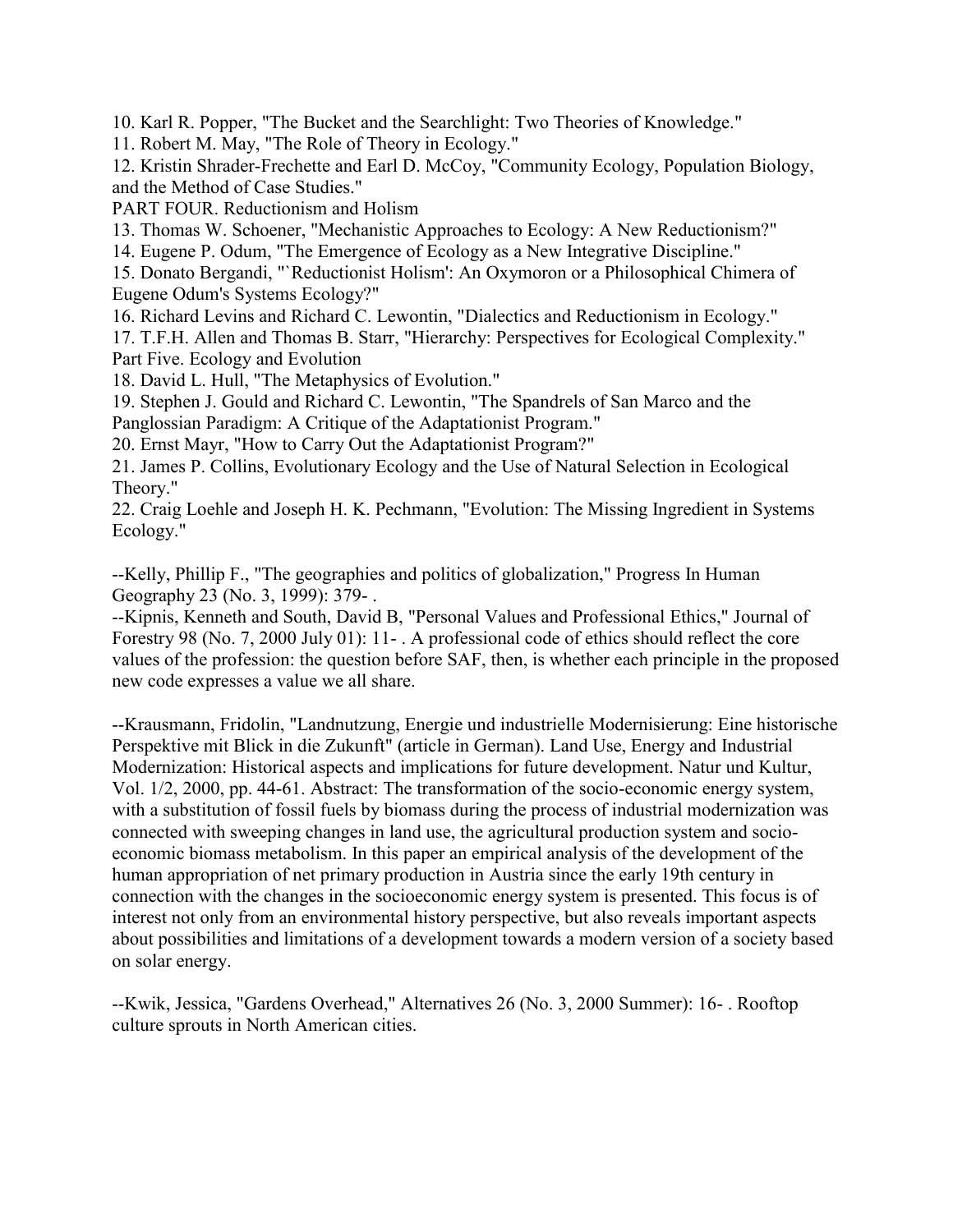10. Karl R. Popper, "The Bucket and the Searchlight: Two Theories of Knowledge."
11. Robert M. May, "The Role of Theory in Ecology."
12. Kristin Shrader-Frechette and Earl D. McCoy, "Community Ecology, Population Biology, and the Method of Case Studies."

PART FOUR. Reductionism and Holism

13. Thomas W. Schoener, "Mechanistic Approaches to Ecology: A New Reductionism?"
14. Eugene P. Odum, "The Emergence of Ecology as a New Integrative Discipline."
15. Donato Bergandi, "`Reductionist Holism': An Oxymoron or a Philosophical Chimera of Eugene Odum's Systems Ecology?"
16. Richard Levins and Richard C. Lewontin, "Dialectics and Reductionism in Ecology."
17. T.F.H. Allen and Thomas B. Starr, "Hierarchy: Perspectives for Ecological Complexity."

Part Five. Ecology and Evolution

18. David L. Hull, "The Metaphysics of Evolution."
19. Stephen J. Gould and Richard C. Lewontin, "The Spandrels of San Marco and the Panglossian Paradigm: A Critique of the Adaptationist Program."
20. Ernst Mayr, "How to Carry Out the Adaptationist Program?"
21. James P. Collins, Evolutionary Ecology and the Use of Natural Selection in Ecological Theory."
22. Craig Loehle and Joseph H. K. Pechmann, "Evolution: The Missing Ingredient in Systems Ecology."

--Kelly, Phillip F., "The geographies and politics of globalization," Progress In Human Geography 23 (No. 3, 1999): 379- .

--Kipnis, Kenneth and South, David B, "Personal Values and Professional Ethics," Journal of Forestry 98 (No. 7, 2000 July 01): 11- . A professional code of ethics should reflect the core values of the profession: the question before SAF, then, is whether each principle in the proposed new code expresses a value we all share.

--Krausmann, Fridolin, "Landnutzung, Energie und industrielle Modernisierung: Eine historische Perspektive mit Blick in die Zukunft" (article in German). Land Use, Energy and Industrial Modernization: Historical aspects and implications for future development. Natur und Kultur, Vol. 1/2, 2000, pp. 44-61. Abstract: The transformation of the socio-economic energy system, with a substitution of fossil fuels by biomass during the process of industrial modernization was connected with sweeping changes in land use, the agricultural production system and socio-economic biomass metabolism. In this paper an empirical analysis of the development of the human appropriation of net primary production in Austria since the early 19th century in connection with the changes in the socioeconomic energy system is presented. This focus is of interest not only from an environmental history perspective, but also reveals important aspects about possibilities and limitations of a development towards a modern version of a society based on solar energy.

--Kwik, Jessica, "Gardens Overhead," Alternatives 26 (No. 3, 2000 Summer): 16- . Rooftop culture sprouts in North American cities.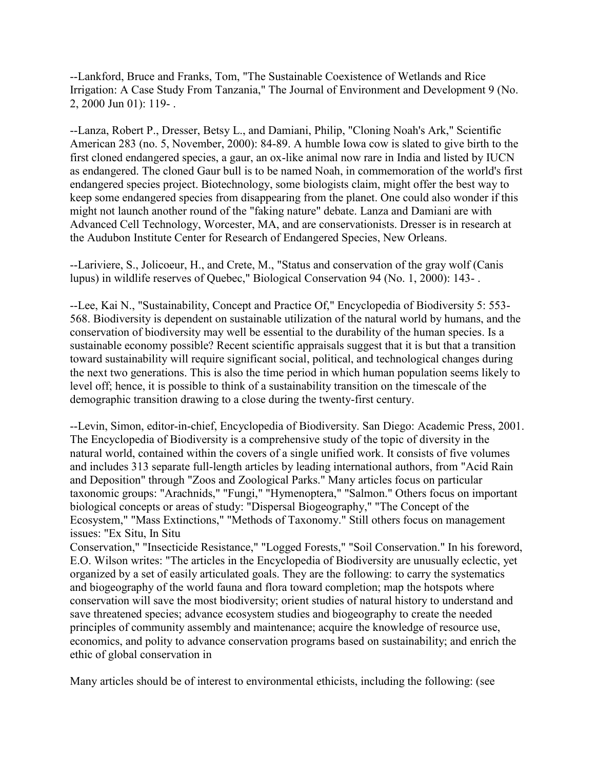--Lankford, Bruce and Franks, Tom, "The Sustainable Coexistence of Wetlands and Rice Irrigation: A Case Study From Tanzania," The Journal of Environment and Development 9 (No. 2, 2000 Jun 01): 119- .

--Lanza, Robert P., Dresser, Betsy L., and Damiani, Philip, "Cloning Noah's Ark," Scientific American 283 (no. 5, November, 2000): 84-89. A humble Iowa cow is slated to give birth to the first cloned endangered species, a gaur, an ox-like animal now rare in India and listed by IUCN as endangered. The cloned Gaur bull is to be named Noah, in commemoration of the world's first endangered species project. Biotechnology, some biologists claim, might offer the best way to keep some endangered species from disappearing from the planet. One could also wonder if this might not launch another round of the "faking nature" debate. Lanza and Damiani are with Advanced Cell Technology, Worcester, MA, and are conservationists. Dresser is in research at the Audubon Institute Center for Research of Endangered Species, New Orleans.

--Lariviere, S., Jolicoeur, H., and Crete, M., "Status and conservation of the gray wolf (Canis lupus) in wildlife reserves of Quebec," Biological Conservation 94 (No. 1, 2000): 143- .

--Lee, Kai N., "Sustainability, Concept and Practice Of," Encyclopedia of Biodiversity 5: 553-568. Biodiversity is dependent on sustainable utilization of the natural world by humans, and the conservation of biodiversity may well be essential to the durability of the human species. Is a sustainable economy possible? Recent scientific appraisals suggest that it is but that a transition toward sustainability will require significant social, political, and technological changes during the next two generations. This is also the time period in which human population seems likely to level off; hence, it is possible to think of a sustainability transition on the timescale of the demographic transition drawing to a close during the twenty-first century.

--Levin, Simon, editor-in-chief, Encyclopedia of Biodiversity. San Diego: Academic Press, 2001. The Encyclopedia of Biodiversity is a comprehensive study of the topic of diversity in the natural world, contained within the covers of a single unified work. It consists of five volumes and includes 313 separate full-length articles by leading international authors, from "Acid Rain and Deposition" through "Zoos and Zoological Parks." Many articles focus on particular taxonomic groups: "Arachnids," "Fungi," "Hymenoptera," "Salmon." Others focus on important biological concepts or areas of study: "Dispersal Biogeography," "The Concept of the Ecosystem," "Mass Extinctions," "Methods of Taxonomy." Still others focus on management issues: "Ex Situ, In Situ Conservation," "Insecticide Resistance," "Logged Forests," "Soil Conservation." In his foreword, E.O. Wilson writes: "The articles in the Encyclopedia of Biodiversity are unusually eclectic, yet organized by a set of easily articulated goals. They are the following: to carry the systematics and biogeography of the world fauna and flora toward completion; map the hotspots where conservation will save the most biodiversity; orient studies of natural history to understand and save threatened species; advance ecosystem studies and biogeography to create the needed principles of community assembly and maintenance; acquire the knowledge of resource use, economics, and polity to advance conservation programs based on sustainability; and enrich the ethic of global conservation in

Many articles should be of interest to environmental ethicists, including the following: (see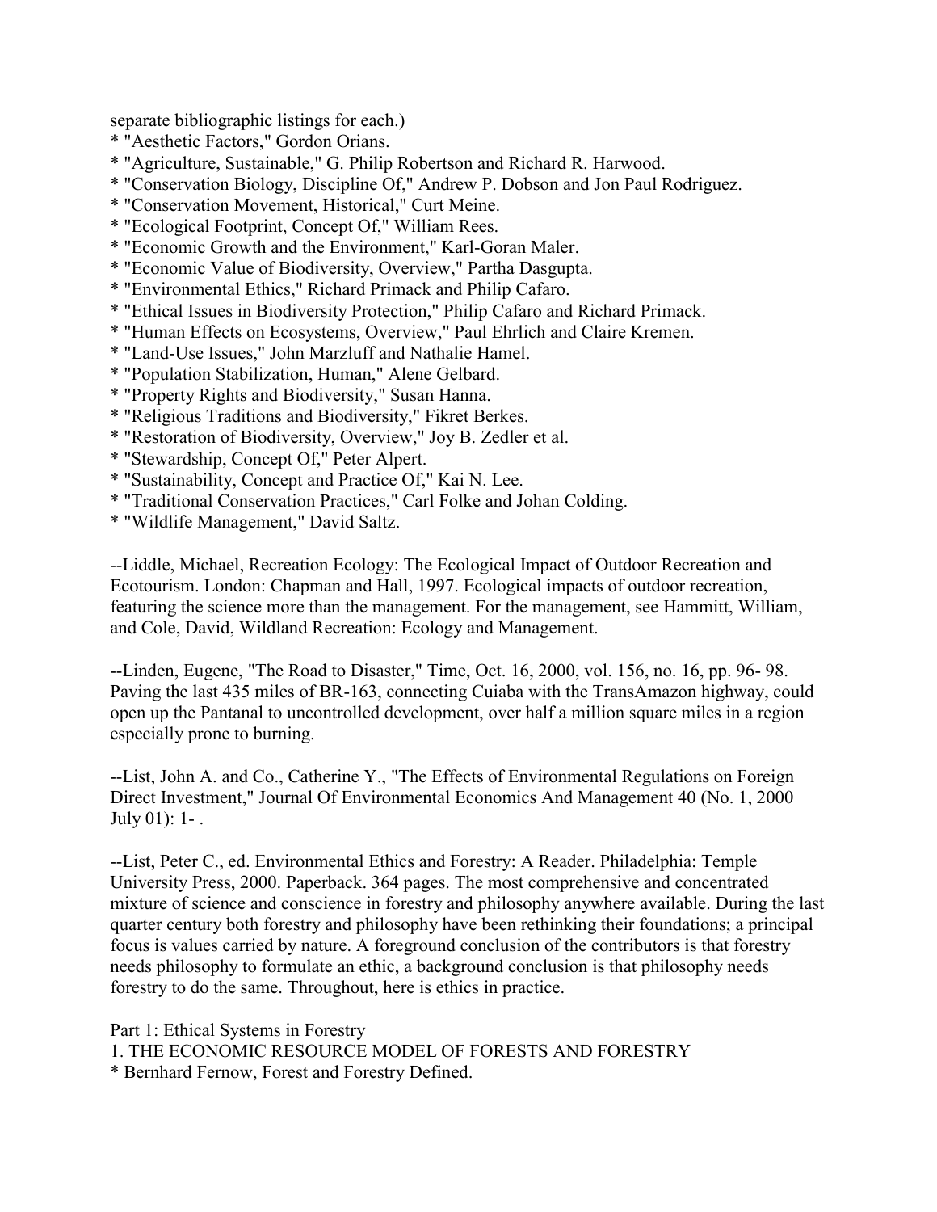separate bibliographic listings for each.)

* "Aesthetic Factors," Gordon Orians.
* "Agriculture, Sustainable," G. Philip Robertson and Richard R. Harwood.
* "Conservation Biology, Discipline Of," Andrew P. Dobson and Jon Paul Rodriguez.
* "Conservation Movement, Historical," Curt Meine.
* "Ecological Footprint, Concept Of," William Rees.
* "Economic Growth and the Environment," Karl-Goran Maler.
* "Economic Value of Biodiversity, Overview," Partha Dasgupta.
* "Environmental Ethics," Richard Primack and Philip Cafaro.
* "Ethical Issues in Biodiversity Protection," Philip Cafaro and Richard Primack.
* "Human Effects on Ecosystems, Overview," Paul Ehrlich and Claire Kremen.
* "Land-Use Issues," John Marzluff and Nathalie Hamel.
* "Population Stabilization, Human," Alene Gelbard.
* "Property Rights and Biodiversity," Susan Hanna.
* "Religious Traditions and Biodiversity," Fikret Berkes.
* "Restoration of Biodiversity, Overview," Joy B. Zedler et al.
* "Stewardship, Concept Of," Peter Alpert.
* "Sustainability, Concept and Practice Of," Kai N. Lee.
* "Traditional Conservation Practices," Carl Folke and Johan Colding.
* "Wildlife Management," David Saltz.

--Liddle, Michael, Recreation Ecology: The Ecological Impact of Outdoor Recreation and Ecotourism. London: Chapman and Hall, 1997. Ecological impacts of outdoor recreation, featuring the science more than the management. For the management, see Hammitt, William, and Cole, David, Wildland Recreation: Ecology and Management.

--Linden, Eugene, "The Road to Disaster," Time, Oct. 16, 2000, vol. 156, no. 16, pp. 96- 98. Paving the last 435 miles of BR-163, connecting Cuiaba with the TransAmazon highway, could open up the Pantanal to uncontrolled development, over half a million square miles in a region especially prone to burning.

--List, John A. and Co., Catherine Y., "The Effects of Environmental Regulations on Foreign Direct Investment," Journal Of Environmental Economics And Management 40 (No. 1, 2000 July 01): 1- .

--List, Peter C., ed. Environmental Ethics and Forestry: A Reader. Philadelphia: Temple University Press, 2000. Paperback. 364 pages. The most comprehensive and concentrated mixture of science and conscience in forestry and philosophy anywhere available. During the last quarter century both forestry and philosophy have been rethinking their foundations; a principal focus is values carried by nature. A foreground conclusion of the contributors is that forestry needs philosophy to formulate an ethic, a background conclusion is that philosophy needs forestry to do the same. Throughout, here is ethics in practice.

Part 1: Ethical Systems in Forestry

1. THE ECONOMIC RESOURCE MODEL OF FORESTS AND FORESTRY

* Bernhard Fernow, Forest and Forestry Defined.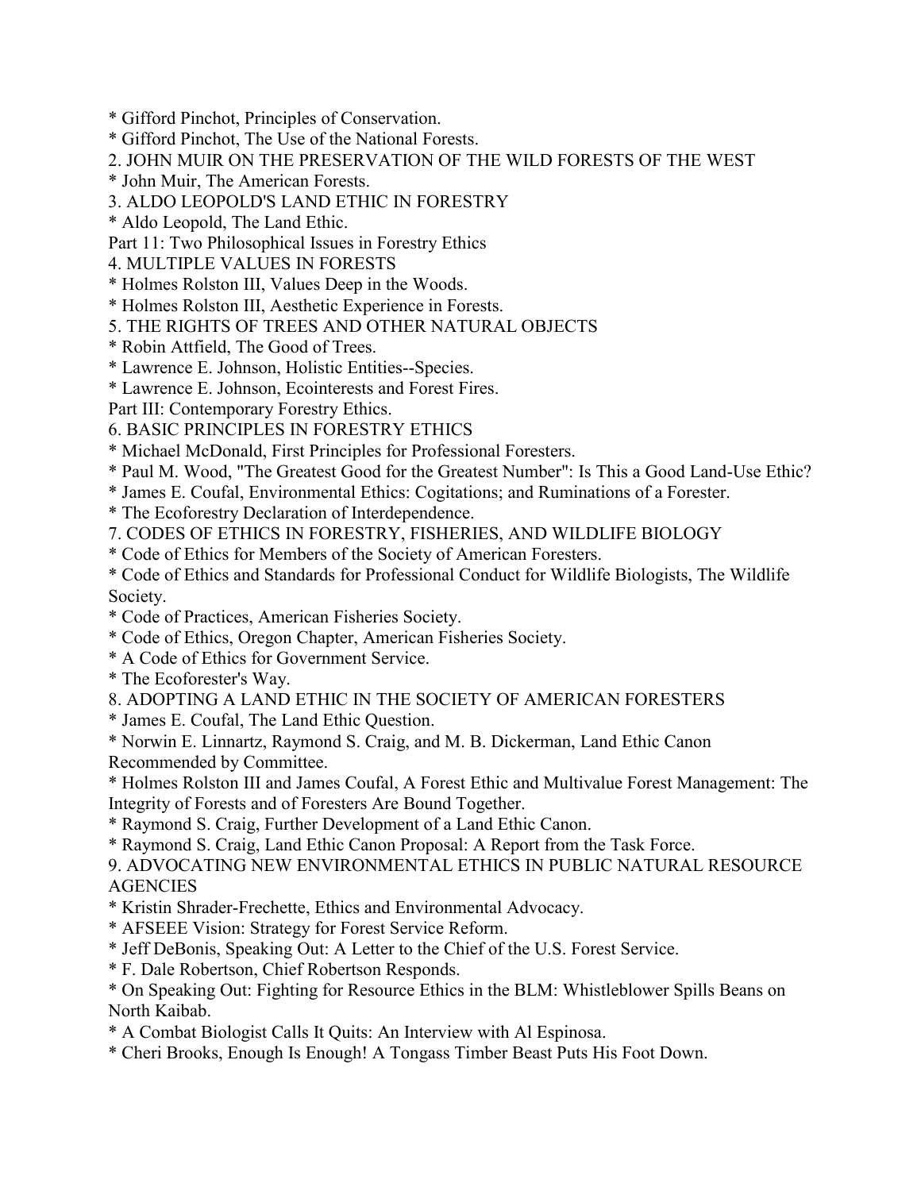* Gifford Pinchot, Principles of Conservation.
* Gifford Pinchot, The Use of the National Forests.

2. JOHN MUIR ON THE PRESERVATION OF THE WILD FORESTS OF THE WEST

* John Muir, The American Forests.

3. ALDO LEOPOLD'S LAND ETHIC IN FORESTRY

* Aldo Leopold, The Land Ethic.

Part 11: Two Philosophical Issues in Forestry Ethics

4. MULTIPLE VALUES IN FORESTS

* Holmes Rolston III, Values Deep in the Woods.
* Holmes Rolston III, Aesthetic Experience in Forests.

5. THE RIGHTS OF TREES AND OTHER NATURAL OBJECTS

* Robin Attfield, The Good of Trees.
* Lawrence E. Johnson, Holistic Entities--Species.
* Lawrence E. Johnson, Ecointerests and Forest Fires.

Part III: Contemporary Forestry Ethics.

6. BASIC PRINCIPLES IN FORESTRY ETHICS

* Michael McDonald, First Principles for Professional Foresters.
* Paul M. Wood, "The Greatest Good for the Greatest Number": Is This a Good Land-Use Ethic?
* James E. Coufal, Environmental Ethics: Cogitations; and Ruminations of a Forester.
* The Ecoforestry Declaration of Interdependence.

7. CODES OF ETHICS IN FORESTRY, FISHERIES, AND WILDLIFE BIOLOGY

* Code of Ethics for Members of the Society of American Foresters.
* Code of Ethics and Standards for Professional Conduct for Wildlife Biologists, The Wildlife Society.
* Code of Practices, American Fisheries Society.
* Code of Ethics, Oregon Chapter, American Fisheries Society.
* A Code of Ethics for Government Service.
* The Ecoforester's Way.

8. ADOPTING A LAND ETHIC IN THE SOCIETY OF AMERICAN FORESTERS

* James E. Coufal, The Land Ethic Question.
* Norwin E. Linnartz, Raymond S. Craig, and M. B. Dickerman, Land Ethic Canon Recommended by Committee.
* Holmes Rolston III and James Coufal, A Forest Ethic and Multivalue Forest Management: The Integrity of Forests and of Foresters Are Bound Together.
* Raymond S. Craig, Further Development of a Land Ethic Canon.
* Raymond S. Craig, Land Ethic Canon Proposal: A Report from the Task Force.

9. ADVOCATING NEW ENVIRONMENTAL ETHICS IN PUBLIC NATURAL RESOURCE AGENCIES

* Kristin Shrader-Frechette, Ethics and Environmental Advocacy.
* AFSEEE Vision: Strategy for Forest Service Reform.
* Jeff DeBonis, Speaking Out: A Letter to the Chief of the U.S. Forest Service.
* F. Dale Robertson, Chief Robertson Responds.
* On Speaking Out: Fighting for Resource Ethics in the BLM: Whistleblower Spills Beans on North Kaibab.
* A Combat Biologist Calls It Quits: An Interview with Al Espinosa.
* Cheri Brooks, Enough Is Enough! A Tongass Timber Beast Puts His Foot Down.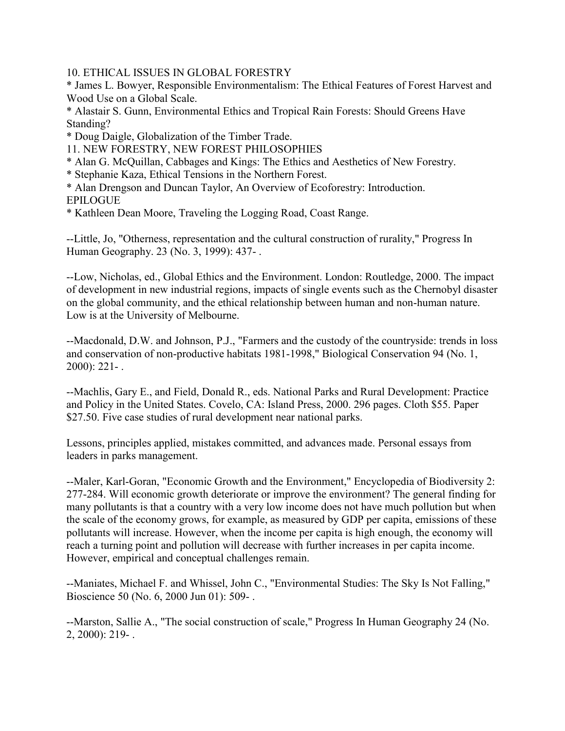10. ETHICAL ISSUES IN GLOBAL FORESTRY

* James L. Bowyer, Responsible Environmentalism: The Ethical Features of Forest Harvest and Wood Use on a Global Scale.
* Alastair S. Gunn, Environmental Ethics and Tropical Rain Forests: Should Greens Have Standing?
* Doug Daigle, Globalization of the Timber Trade.

11. NEW FORESTRY, NEW FOREST PHILOSOPHIES

* Alan G. McQuillan, Cabbages and Kings: The Ethics and Aesthetics of New Forestry.
* Stephanie Kaza, Ethical Tensions in the Northern Forest.
* Alan Drengson and Duncan Taylor, An Overview of Ecoforestry: Introduction.

EPILOGUE

* Kathleen Dean Moore, Traveling the Logging Road, Coast Range.

--Little, Jo, "Otherness, representation and the cultural construction of rurality," Progress In Human Geography. 23 (No. 3, 1999): 437- .

--Low, Nicholas, ed., Global Ethics and the Environment. London: Routledge, 2000. The impact of development in new industrial regions, impacts of single events such as the Chernobyl disaster on the global community, and the ethical relationship between human and non-human nature. Low is at the University of Melbourne.

--Macdonald, D.W. and Johnson, P.J., "Farmers and the custody of the countryside: trends in loss and conservation of non-productive habitats 1981-1998," Biological Conservation 94 (No. 1, 2000): 221- .

--Machlis, Gary E., and Field, Donald R., eds. National Parks and Rural Development: Practice and Policy in the United States. Covelo, CA: Island Press, 2000. 296 pages. Cloth $55. Paper $27.50. Five case studies of rural development near national parks.

Lessons, principles applied, mistakes committed, and advances made. Personal essays from leaders in parks management.

--Maler, Karl-Goran, "Economic Growth and the Environment," Encyclopedia of Biodiversity 2: 277-284. Will economic growth deteriorate or improve the environment? The general finding for many pollutants is that a country with a very low income does not have much pollution but when the scale of the economy grows, for example, as measured by GDP per capita, emissions of these pollutants will increase. However, when the income per capita is high enough, the economy will reach a turning point and pollution will decrease with further increases in per capita income. However, empirical and conceptual challenges remain.

--Maniates, Michael F. and Whissel, John C., "Environmental Studies: The Sky Is Not Falling," Bioscience 50 (No. 6, 2000 Jun 01): 509- .

--Marston, Sallie A., "The social construction of scale," Progress In Human Geography 24 (No. 2, 2000): 219- .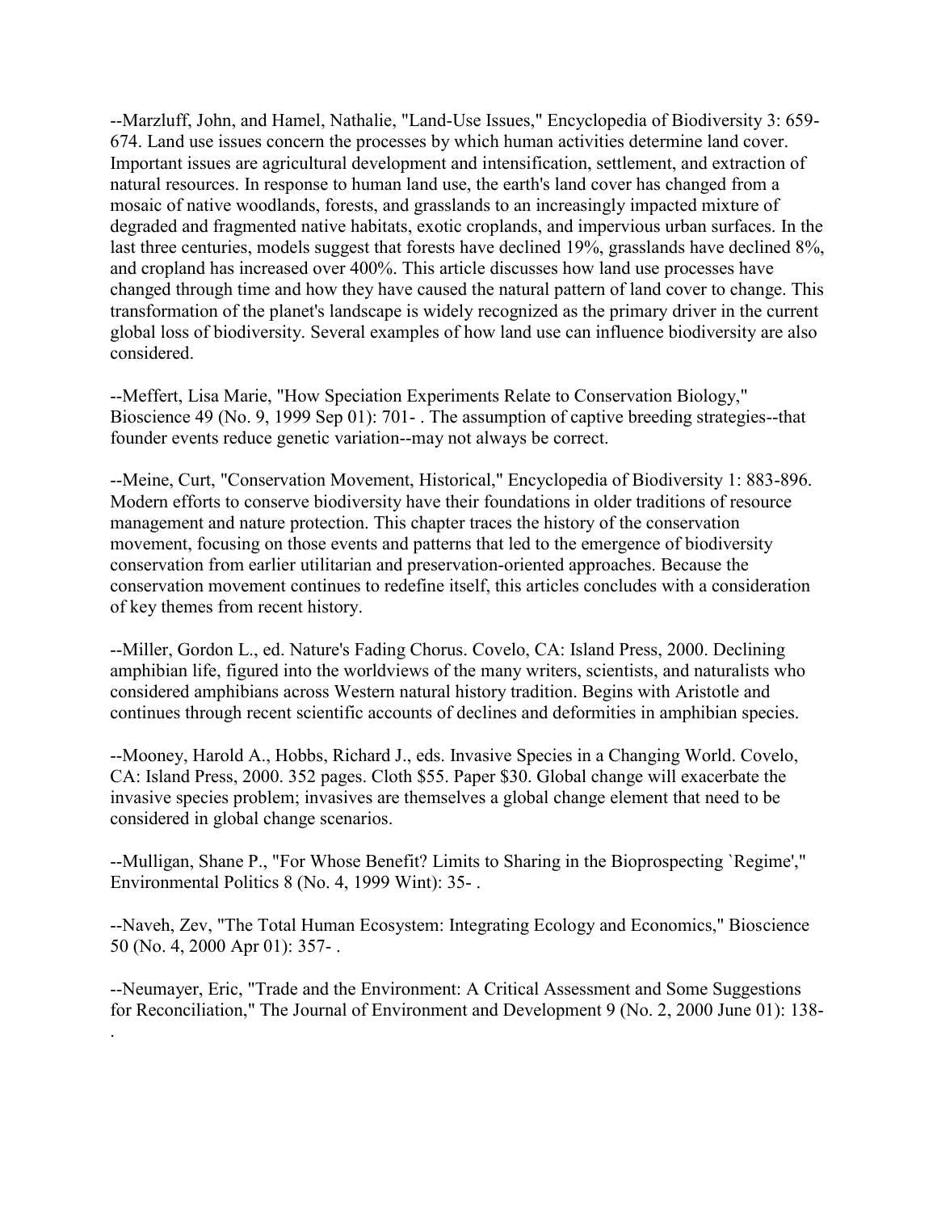--Marzluff, John, and Hamel, Nathalie, "Land-Use Issues," Encyclopedia of Biodiversity 3: 659-674. Land use issues concern the processes by which human activities determine land cover. Important issues are agricultural development and intensification, settlement, and extraction of natural resources. In response to human land use, the earth's land cover has changed from a mosaic of native woodlands, forests, and grasslands to an increasingly impacted mixture of degraded and fragmented native habitats, exotic croplands, and impervious urban surfaces. In the last three centuries, models suggest that forests have declined 19%, grasslands have declined 8%, and cropland has increased over 400%. This article discusses how land use processes have changed through time and how they have caused the natural pattern of land cover to change. This transformation of the planet's landscape is widely recognized as the primary driver in the current global loss of biodiversity. Several examples of how land use can influence biodiversity are also considered.

--Meffert, Lisa Marie, "How Speciation Experiments Relate to Conservation Biology," Bioscience 49 (No. 9, 1999 Sep 01): 701- . The assumption of captive breeding strategies--that founder events reduce genetic variation--may not always be correct.

--Meine, Curt, "Conservation Movement, Historical," Encyclopedia of Biodiversity 1: 883-896. Modern efforts to conserve biodiversity have their foundations in older traditions of resource management and nature protection. This chapter traces the history of the conservation movement, focusing on those events and patterns that led to the emergence of biodiversity conservation from earlier utilitarian and preservation-oriented approaches. Because the conservation movement continues to redefine itself, this articles concludes with a consideration of key themes from recent history.

--Miller, Gordon L., ed. Nature's Fading Chorus. Covelo, CA: Island Press, 2000. Declining amphibian life, figured into the worldviews of the many writers, scientists, and naturalists who considered amphibians across Western natural history tradition. Begins with Aristotle and continues through recent scientific accounts of declines and deformities in amphibian species.

--Mooney, Harold A., Hobbs, Richard J., eds. Invasive Species in a Changing World. Covelo, CA: Island Press, 2000. 352 pages. Cloth $55. Paper $30. Global change will exacerbate the invasive species problem; invasives are themselves a global change element that need to be considered in global change scenarios.

--Mulligan, Shane P., "For Whose Benefit? Limits to Sharing in the Bioprospecting `Regime'," Environmental Politics 8 (No. 4, 1999 Wint): 35- .

--Naveh, Zev, "The Total Human Ecosystem: Integrating Ecology and Economics," Bioscience 50 (No. 4, 2000 Apr 01): 357- .

--Neumayer, Eric, "Trade and the Environment: A Critical Assessment and Some Suggestions for Reconciliation," The Journal of Environment and Development 9 (No. 2, 2000 June 01): 138- .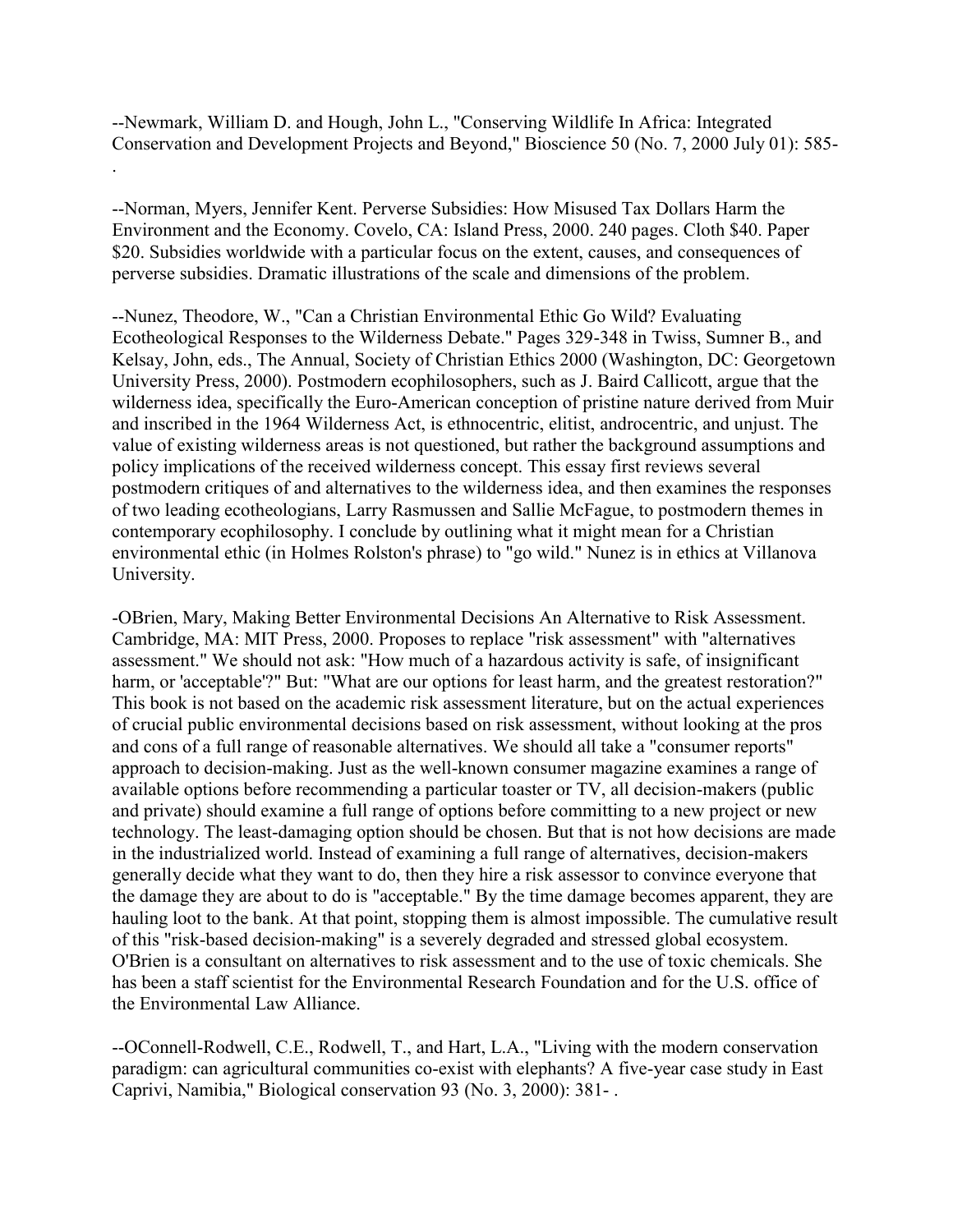--Newmark, William D. and Hough, John L., "Conserving Wildlife In Africa: Integrated Conservation and Development Projects and Beyond," Bioscience 50 (No. 7, 2000 July 01): 585- .

--Norman, Myers, Jennifer Kent. Perverse Subsidies: How Misused Tax Dollars Harm the Environment and the Economy. Covelo, CA: Island Press, 2000. 240 pages. Cloth $40. Paper $20. Subsidies worldwide with a particular focus on the extent, causes, and consequences of perverse subsidies. Dramatic illustrations of the scale and dimensions of the problem.

--Nunez, Theodore, W., "Can a Christian Environmental Ethic Go Wild? Evaluating Ecotheological Responses to the Wilderness Debate." Pages 329-348 in Twiss, Sumner B., and Kelsay, John, eds., The Annual, Society of Christian Ethics 2000 (Washington, DC: Georgetown University Press, 2000). Postmodern ecophilosophers, such as J. Baird Callicott, argue that the wilderness idea, specifically the Euro-American conception of pristine nature derived from Muir and inscribed in the 1964 Wilderness Act, is ethnocentric, elitist, androcentric, and unjust. The value of existing wilderness areas is not questioned, but rather the background assumptions and policy implications of the received wilderness concept. This essay first reviews several postmodern critiques of and alternatives to the wilderness idea, and then examines the responses of two leading ecotheologians, Larry Rasmussen and Sallie McFague, to postmodern themes in contemporary ecophilosophy. I conclude by outlining what it might mean for a Christian environmental ethic (in Holmes Rolston's phrase) to "go wild." Nunez is in ethics at Villanova University.

-OBrien, Mary, Making Better Environmental Decisions An Alternative to Risk Assessment. Cambridge, MA: MIT Press, 2000. Proposes to replace "risk assessment" with "alternatives assessment." We should not ask: "How much of a hazardous activity is safe, of insignificant harm, or 'acceptable'?" But: "What are our options for least harm, and the greatest restoration?" This book is not based on the academic risk assessment literature, but on the actual experiences of crucial public environmental decisions based on risk assessment, without looking at the pros and cons of a full range of reasonable alternatives. We should all take a "consumer reports" approach to decision-making. Just as the well-known consumer magazine examines a range of available options before recommending a particular toaster or TV, all decision-makers (public and private) should examine a full range of options before committing to a new project or new technology. The least-damaging option should be chosen. But that is not how decisions are made in the industrialized world. Instead of examining a full range of alternatives, decision-makers generally decide what they want to do, then they hire a risk assessor to convince everyone that the damage they are about to do is "acceptable." By the time damage becomes apparent, they are hauling loot to the bank. At that point, stopping them is almost impossible. The cumulative result of this "risk-based decision-making" is a severely degraded and stressed global ecosystem. O'Brien is a consultant on alternatives to risk assessment and to the use of toxic chemicals. She has been a staff scientist for the Environmental Research Foundation and for the U.S. office of the Environmental Law Alliance.

--OConnell-Rodwell, C.E., Rodwell, T., and Hart, L.A., "Living with the modern conservation paradigm: can agricultural communities co-exist with elephants? A five-year case study in East Caprivi, Namibia," Biological conservation 93 (No. 3, 2000): 381- .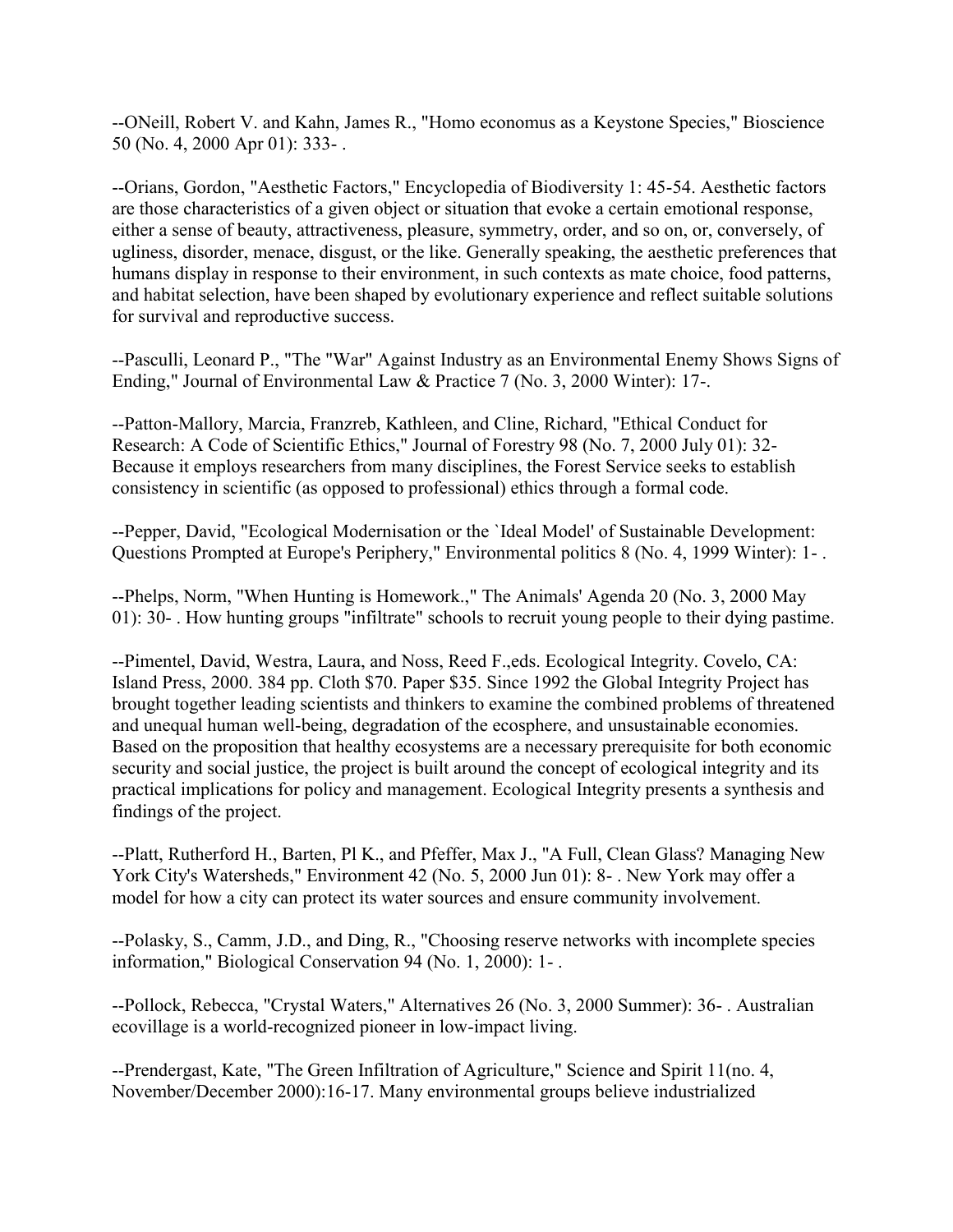--ONeill, Robert V. and Kahn, James R., "Homo economus as a Keystone Species," Bioscience 50 (No. 4, 2000 Apr 01): 333- .

--Orians, Gordon, "Aesthetic Factors," Encyclopedia of Biodiversity 1: 45-54. Aesthetic factors are those characteristics of a given object or situation that evoke a certain emotional response, either a sense of beauty, attractiveness, pleasure, symmetry, order, and so on, or, conversely, of ugliness, disorder, menace, disgust, or the like. Generally speaking, the aesthetic preferences that humans display in response to their environment, in such contexts as mate choice, food patterns, and habitat selection, have been shaped by evolutionary experience and reflect suitable solutions for survival and reproductive success.

--Pasculli, Leonard P., "The "War" Against Industry as an Environmental Enemy Shows Signs of Ending," Journal of Environmental Law & Practice 7 (No. 3, 2000 Winter): 17-.

--Patton-Mallory, Marcia, Franzreb, Kathleen, and Cline, Richard, "Ethical Conduct for Research: A Code of Scientific Ethics," Journal of Forestry 98 (No. 7, 2000 July 01): 32- Because it employs researchers from many disciplines, the Forest Service seeks to establish consistency in scientific (as opposed to professional) ethics through a formal code.

--Pepper, David, "Ecological Modernisation or the `Ideal Model' of Sustainable Development: Questions Prompted at Europe's Periphery," Environmental politics 8 (No. 4, 1999 Winter): 1- .

--Phelps, Norm, "When Hunting is Homework.," The Animals' Agenda 20 (No. 3, 2000 May 01): 30- . How hunting groups "infiltrate" schools to recruit young people to their dying pastime.

--Pimentel, David, Westra, Laura, and Noss, Reed F.,eds. Ecological Integrity. Covelo, CA: Island Press, 2000. 384 pp. Cloth $70. Paper $35. Since 1992 the Global Integrity Project has brought together leading scientists and thinkers to examine the combined problems of threatened and unequal human well-being, degradation of the ecosphere, and unsustainable economies. Based on the proposition that healthy ecosystems are a necessary prerequisite for both economic security and social justice, the project is built around the concept of ecological integrity and its practical implications for policy and management. Ecological Integrity presents a synthesis and findings of the project.

--Platt, Rutherford H., Barten, Pl K., and Pfeffer, Max J., "A Full, Clean Glass? Managing New York City's Watersheds," Environment 42 (No. 5, 2000 Jun 01): 8- . New York may offer a model for how a city can protect its water sources and ensure community involvement.

--Polasky, S., Camm, J.D., and Ding, R., "Choosing reserve networks with incomplete species information," Biological Conservation 94 (No. 1, 2000): 1- .

--Pollock, Rebecca, "Crystal Waters," Alternatives 26 (No. 3, 2000 Summer): 36- . Australian ecovillage is a world-recognized pioneer in low-impact living.

--Prendergast, Kate, "The Green Infiltration of Agriculture," Science and Spirit 11(no. 4, November/December 2000):16-17. Many environmental groups believe industrialized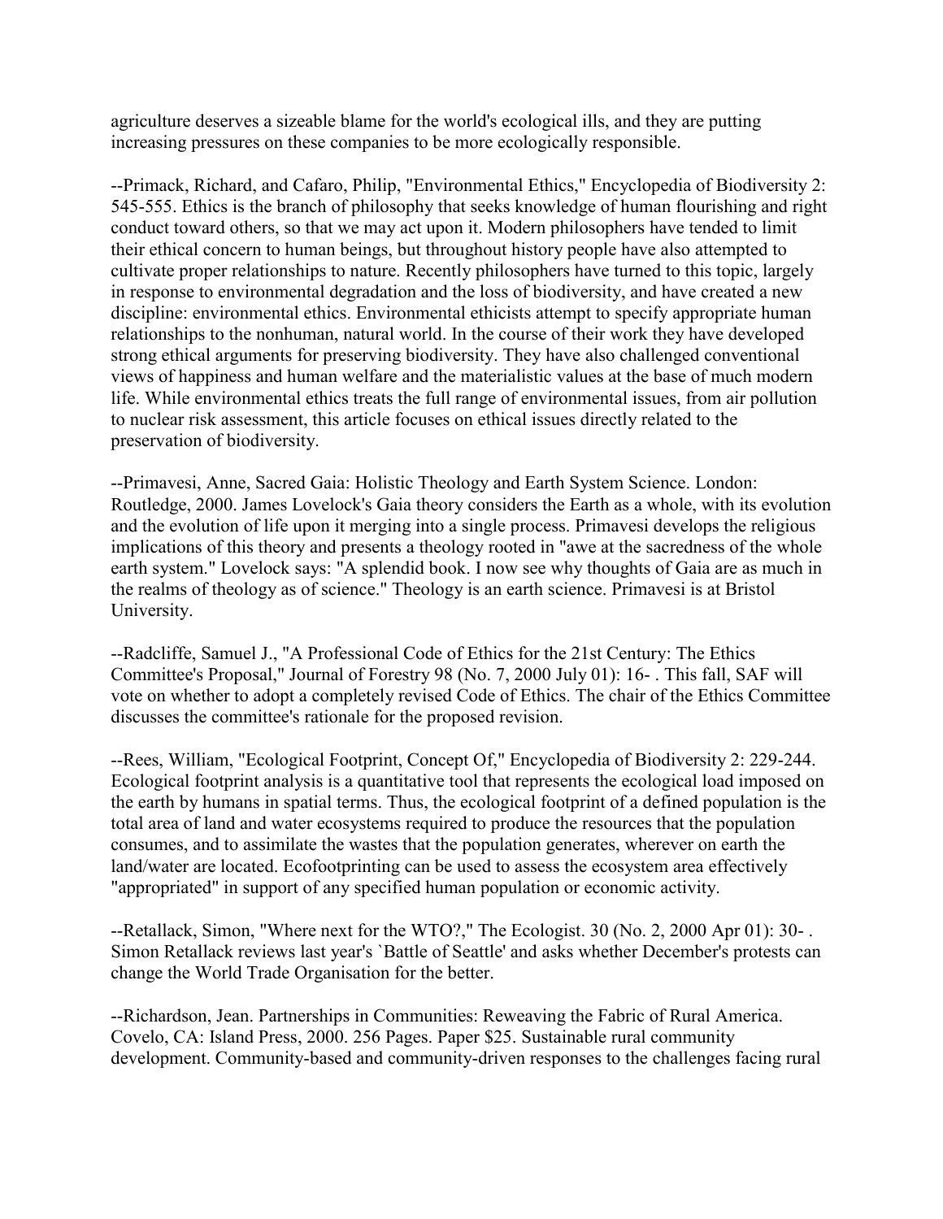agriculture deserves a sizeable blame for the world's ecological ills, and they are putting increasing pressures on these companies to be more ecologically responsible.

--Primack, Richard, and Cafaro, Philip, "Environmental Ethics," Encyclopedia of Biodiversity 2: 545-555. Ethics is the branch of philosophy that seeks knowledge of human flourishing and right conduct toward others, so that we may act upon it. Modern philosophers have tended to limit their ethical concern to human beings, but throughout history people have also attempted to cultivate proper relationships to nature. Recently philosophers have turned to this topic, largely in response to environmental degradation and the loss of biodiversity, and have created a new discipline: environmental ethics. Environmental ethicists attempt to specify appropriate human relationships to the nonhuman, natural world. In the course of their work they have developed strong ethical arguments for preserving biodiversity. They have also challenged conventional views of happiness and human welfare and the materialistic values at the base of much modern life. While environmental ethics treats the full range of environmental issues, from air pollution to nuclear risk assessment, this article focuses on ethical issues directly related to the preservation of biodiversity.

--Primavesi, Anne, Sacred Gaia: Holistic Theology and Earth System Science. London: Routledge, 2000. James Lovelock's Gaia theory considers the Earth as a whole, with its evolution and the evolution of life upon it merging into a single process. Primavesi develops the religious implications of this theory and presents a theology rooted in "awe at the sacredness of the whole earth system." Lovelock says: "A splendid book. I now see why thoughts of Gaia are as much in the realms of theology as of science." Theology is an earth science. Primavesi is at Bristol University.

--Radcliffe, Samuel J., "A Professional Code of Ethics for the 21st Century: The Ethics Committee's Proposal," Journal of Forestry 98 (No. 7, 2000 July 01): 16- . This fall, SAF will vote on whether to adopt a completely revised Code of Ethics. The chair of the Ethics Committee discusses the committee's rationale for the proposed revision.

--Rees, William, "Ecological Footprint, Concept Of," Encyclopedia of Biodiversity 2: 229-244. Ecological footprint analysis is a quantitative tool that represents the ecological load imposed on the earth by humans in spatial terms. Thus, the ecological footprint of a defined population is the total area of land and water ecosystems required to produce the resources that the population consumes, and to assimilate the wastes that the population generates, wherever on earth the land/water are located. Ecofootprinting can be used to assess the ecosystem area effectively "appropriated" in support of any specified human population or economic activity.

--Retallack, Simon, "Where next for the WTO?," The Ecologist. 30 (No. 2, 2000 Apr 01): 30- . Simon Retallack reviews last year's `Battle of Seattle' and asks whether December's protests can change the World Trade Organisation for the better.

--Richardson, Jean. Partnerships in Communities: Reweaving the Fabric of Rural America. Covelo, CA: Island Press, 2000. 256 Pages. Paper $25. Sustainable rural community development. Community-based and community-driven responses to the challenges facing rural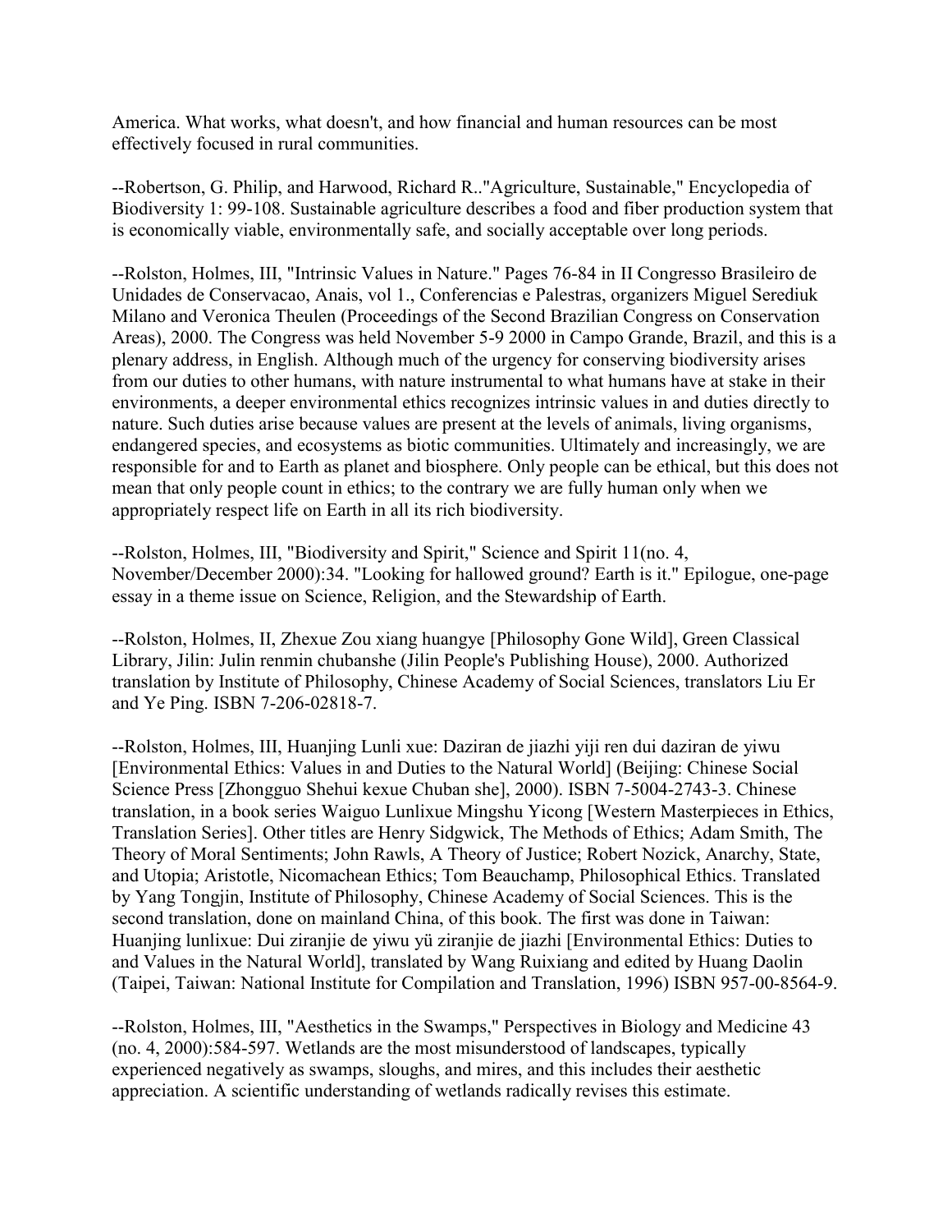America. What works, what doesn't, and how financial and human resources can be most effectively focused in rural communities.

--Robertson, G. Philip, and Harwood, Richard R.."Agriculture, Sustainable," Encyclopedia of Biodiversity 1: 99-108. Sustainable agriculture describes a food and fiber production system that is economically viable, environmentally safe, and socially acceptable over long periods.

--Rolston, Holmes, III, "Intrinsic Values in Nature." Pages 76-84 in II Congresso Brasileiro de Unidades de Conservacao, Anais, vol 1., Conferencias e Palestras, organizers Miguel Serediuk Milano and Veronica Theulen (Proceedings of the Second Brazilian Congress on Conservation Areas), 2000. The Congress was held November 5-9 2000 in Campo Grande, Brazil, and this is a plenary address, in English. Although much of the urgency for conserving biodiversity arises from our duties to other humans, with nature instrumental to what humans have at stake in their environments, a deeper environmental ethics recognizes intrinsic values in and duties directly to nature. Such duties arise because values are present at the levels of animals, living organisms, endangered species, and ecosystems as biotic communities. Ultimately and increasingly, we are responsible for and to Earth as planet and biosphere. Only people can be ethical, but this does not mean that only people count in ethics; to the contrary we are fully human only when we appropriately respect life on Earth in all its rich biodiversity.

--Rolston, Holmes, III, "Biodiversity and Spirit," Science and Spirit 11(no. 4, November/December 2000):34. "Looking for hallowed ground? Earth is it." Epilogue, one-page essay in a theme issue on Science, Religion, and the Stewardship of Earth.

--Rolston, Holmes, II, Zhexue Zou xiang huangye [Philosophy Gone Wild], Green Classical Library, Jilin: Julin renmin chubanshe (Jilin People's Publishing House), 2000. Authorized translation by Institute of Philosophy, Chinese Academy of Social Sciences, translators Liu Er and Ye Ping. ISBN 7-206-02818-7.

--Rolston, Holmes, III, Huanjing Lunli xue: Daziran de jiazhi yiji ren dui daziran de yiwu [Environmental Ethics: Values in and Duties to the Natural World] (Beijing: Chinese Social Science Press [Zhongguo Shehui kexue Chuban she], 2000). ISBN 7-5004-2743-3. Chinese translation, in a book series Waiguo Lunlixue Mingshu Yicong [Western Masterpieces in Ethics, Translation Series]. Other titles are Henry Sidgwick, The Methods of Ethics; Adam Smith, The Theory of Moral Sentiments; John Rawls, A Theory of Justice; Robert Nozick, Anarchy, State, and Utopia; Aristotle, Nicomachean Ethics; Tom Beauchamp, Philosophical Ethics. Translated by Yang Tongjin, Institute of Philosophy, Chinese Academy of Social Sciences. This is the second translation, done on mainland China, of this book. The first was done in Taiwan: Huanjing lunlixue: Dui ziranjie de yiwu yü ziranjie de jiazhi [Environmental Ethics: Duties to and Values in the Natural World], translated by Wang Ruixiang and edited by Huang Daolin (Taipei, Taiwan: National Institute for Compilation and Translation, 1996) ISBN 957-00-8564-9.

--Rolston, Holmes, III, "Aesthetics in the Swamps," Perspectives in Biology and Medicine 43 (no. 4, 2000):584-597. Wetlands are the most misunderstood of landscapes, typically experienced negatively as swamps, sloughs, and mires, and this includes their aesthetic appreciation. A scientific understanding of wetlands radically revises this estimate.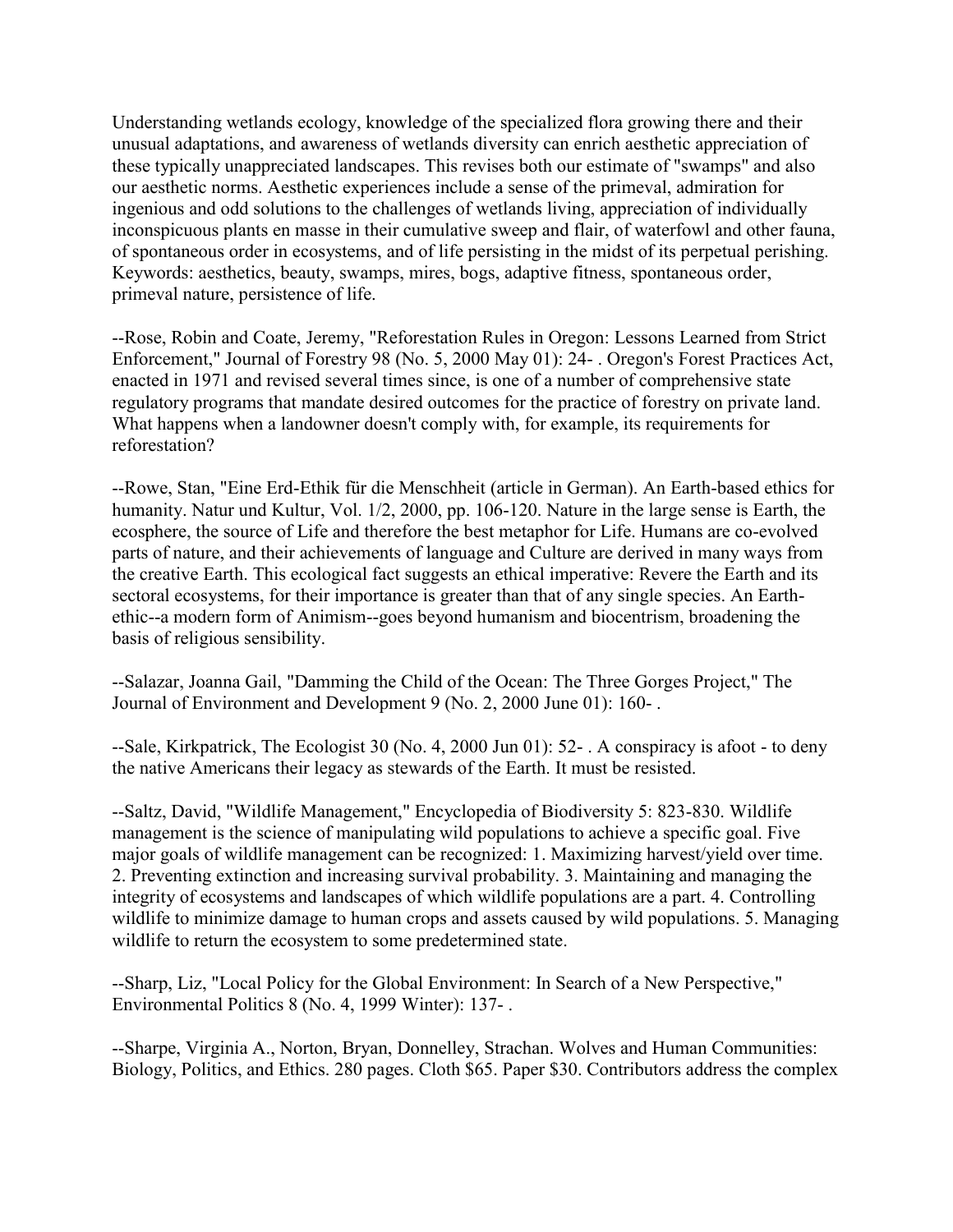Understanding wetlands ecology, knowledge of the specialized flora growing there and their unusual adaptations, and awareness of wetlands diversity can enrich aesthetic appreciation of these typically unappreciated landscapes. This revises both our estimate of "swamps" and also our aesthetic norms. Aesthetic experiences include a sense of the primeval, admiration for ingenious and odd solutions to the challenges of wetlands living, appreciation of individually inconspicuous plants en masse in their cumulative sweep and flair, of waterfowl and other fauna, of spontaneous order in ecosystems, and of life persisting in the midst of its perpetual perishing. Keywords: aesthetics, beauty, swamps, mires, bogs, adaptive fitness, spontaneous order, primeval nature, persistence of life.

--Rose, Robin and Coate, Jeremy, "Reforestation Rules in Oregon: Lessons Learned from Strict Enforcement," Journal of Forestry 98 (No. 5, 2000 May 01): 24- . Oregon's Forest Practices Act, enacted in 1971 and revised several times since, is one of a number of comprehensive state regulatory programs that mandate desired outcomes for the practice of forestry on private land. What happens when a landowner doesn't comply with, for example, its requirements for reforestation?

--Rowe, Stan, "Eine Erd-Ethik für die Menschheit (article in German). An Earth-based ethics for humanity. Natur und Kultur, Vol. 1/2, 2000, pp. 106-120. Nature in the large sense is Earth, the ecosphere, the source of Life and therefore the best metaphor for Life. Humans are co-evolved parts of nature, and their achievements of language and Culture are derived in many ways from the creative Earth. This ecological fact suggests an ethical imperative: Revere the Earth and its sectoral ecosystems, for their importance is greater than that of any single species. An Earth-ethic--a modern form of Animism--goes beyond humanism and biocentrism, broadening the basis of religious sensibility.

--Salazar, Joanna Gail, "Damming the Child of the Ocean: The Three Gorges Project," The Journal of Environment and Development 9 (No. 2, 2000 June 01): 160- .

--Sale, Kirkpatrick, The Ecologist 30 (No. 4, 2000 Jun 01): 52- . A conspiracy is afoot - to deny the native Americans their legacy as stewards of the Earth. It must be resisted.

--Saltz, David, "Wildlife Management," Encyclopedia of Biodiversity 5: 823-830. Wildlife management is the science of manipulating wild populations to achieve a specific goal. Five major goals of wildlife management can be recognized: 1. Maximizing harvest/yield over time. 2. Preventing extinction and increasing survival probability. 3. Maintaining and managing the integrity of ecosystems and landscapes of which wildlife populations are a part. 4. Controlling wildlife to minimize damage to human crops and assets caused by wild populations. 5. Managing wildlife to return the ecosystem to some predetermined state.

--Sharp, Liz, "Local Policy for the Global Environment: In Search of a New Perspective," Environmental Politics 8 (No. 4, 1999 Winter): 137- .

--Sharpe, Virginia A., Norton, Bryan, Donnelley, Strachan. Wolves and Human Communities: Biology, Politics, and Ethics. 280 pages. Cloth $65. Paper $30. Contributors address the complex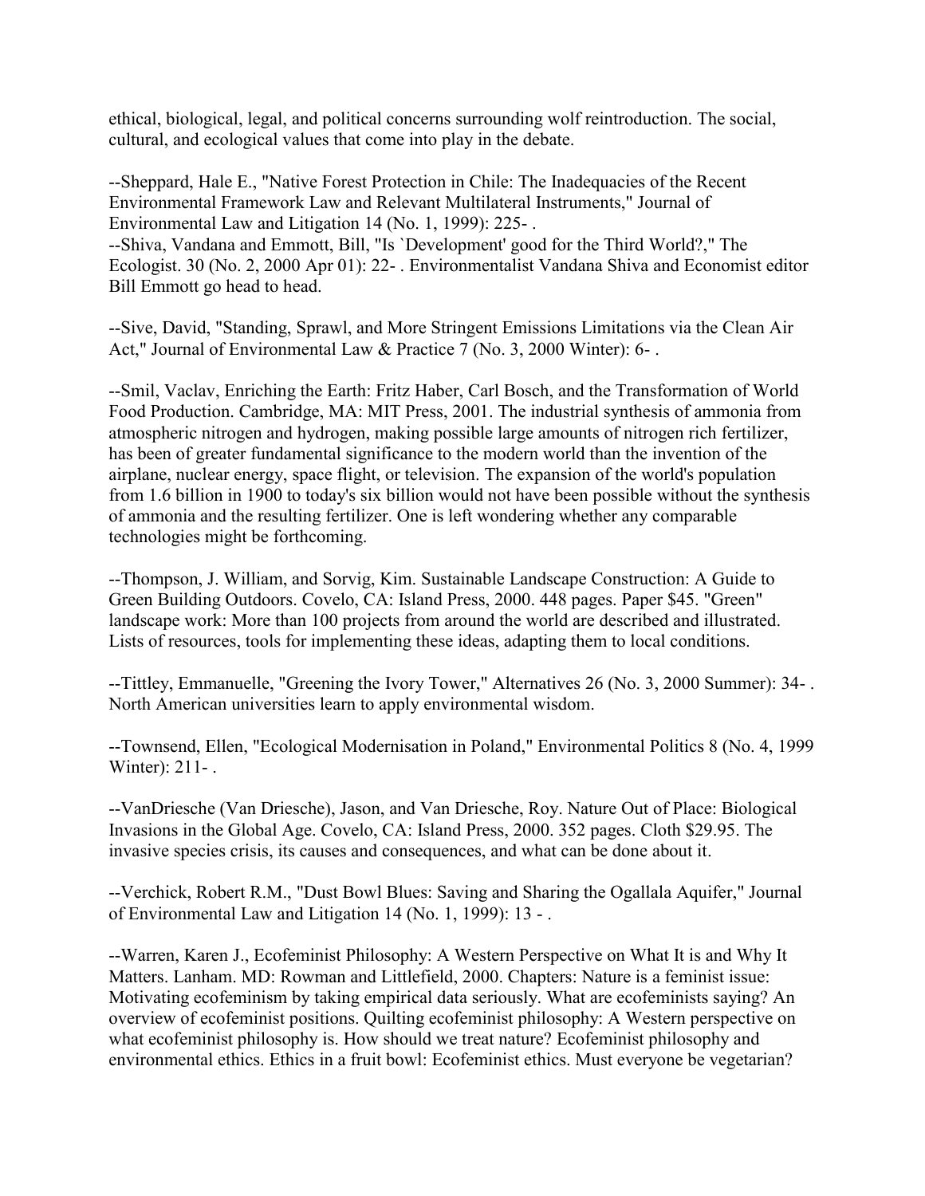ethical, biological, legal, and political concerns surrounding wolf reintroduction. The social, cultural, and ecological values that come into play in the debate.

--Sheppard, Hale E., "Native Forest Protection in Chile: The Inadequacies of the Recent Environmental Framework Law and Relevant Multilateral Instruments," Journal of Environmental Law and Litigation 14 (No. 1, 1999): 225- .
--Shiva, Vandana and Emmott, Bill, "Is `Development' good for the Third World?," The Ecologist. 30 (No. 2, 2000 Apr 01): 22- . Environmentalist Vandana Shiva and Economist editor Bill Emmott go head to head.

--Sive, David, "Standing, Sprawl, and More Stringent Emissions Limitations via the Clean Air Act," Journal of Environmental Law & Practice 7 (No. 3, 2000 Winter): 6- .

--Smil, Vaclav, Enriching the Earth: Fritz Haber, Carl Bosch, and the Transformation of World Food Production. Cambridge, MA: MIT Press, 2001. The industrial synthesis of ammonia from atmospheric nitrogen and hydrogen, making possible large amounts of nitrogen rich fertilizer, has been of greater fundamental significance to the modern world than the invention of the airplane, nuclear energy, space flight, or television. The expansion of the world's population from 1.6 billion in 1900 to today's six billion would not have been possible without the synthesis of ammonia and the resulting fertilizer. One is left wondering whether any comparable technologies might be forthcoming.

--Thompson, J. William, and Sorvig, Kim. Sustainable Landscape Construction: A Guide to Green Building Outdoors. Covelo, CA: Island Press, 2000. 448 pages. Paper $45. "Green" landscape work: More than 100 projects from around the world are described and illustrated. Lists of resources, tools for implementing these ideas, adapting them to local conditions.

--Tittley, Emmanuelle, "Greening the Ivory Tower," Alternatives 26 (No. 3, 2000 Summer): 34- . North American universities learn to apply environmental wisdom.

--Townsend, Ellen, "Ecological Modernisation in Poland," Environmental Politics 8 (No. 4, 1999 Winter): 211- .

--VanDriesche (Van Driesche), Jason, and Van Driesche, Roy. Nature Out of Place: Biological Invasions in the Global Age. Covelo, CA: Island Press, 2000. 352 pages. Cloth $29.95. The invasive species crisis, its causes and consequences, and what can be done about it.

--Verchick, Robert R.M., "Dust Bowl Blues: Saving and Sharing the Ogallala Aquifer," Journal of Environmental Law and Litigation 14 (No. 1, 1999): 13 - .

--Warren, Karen J., Ecofeminist Philosophy: A Western Perspective on What It is and Why It Matters. Lanham. MD: Rowman and Littlefield, 2000. Chapters: Nature is a feminist issue: Motivating ecofeminism by taking empirical data seriously. What are ecofeminists saying? An overview of ecofeminist positions. Quilting ecofeminist philosophy: A Western perspective on what ecofeminist philosophy is. How should we treat nature? Ecofeminist philosophy and environmental ethics. Ethics in a fruit bowl: Ecofeminist ethics. Must everyone be vegetarian?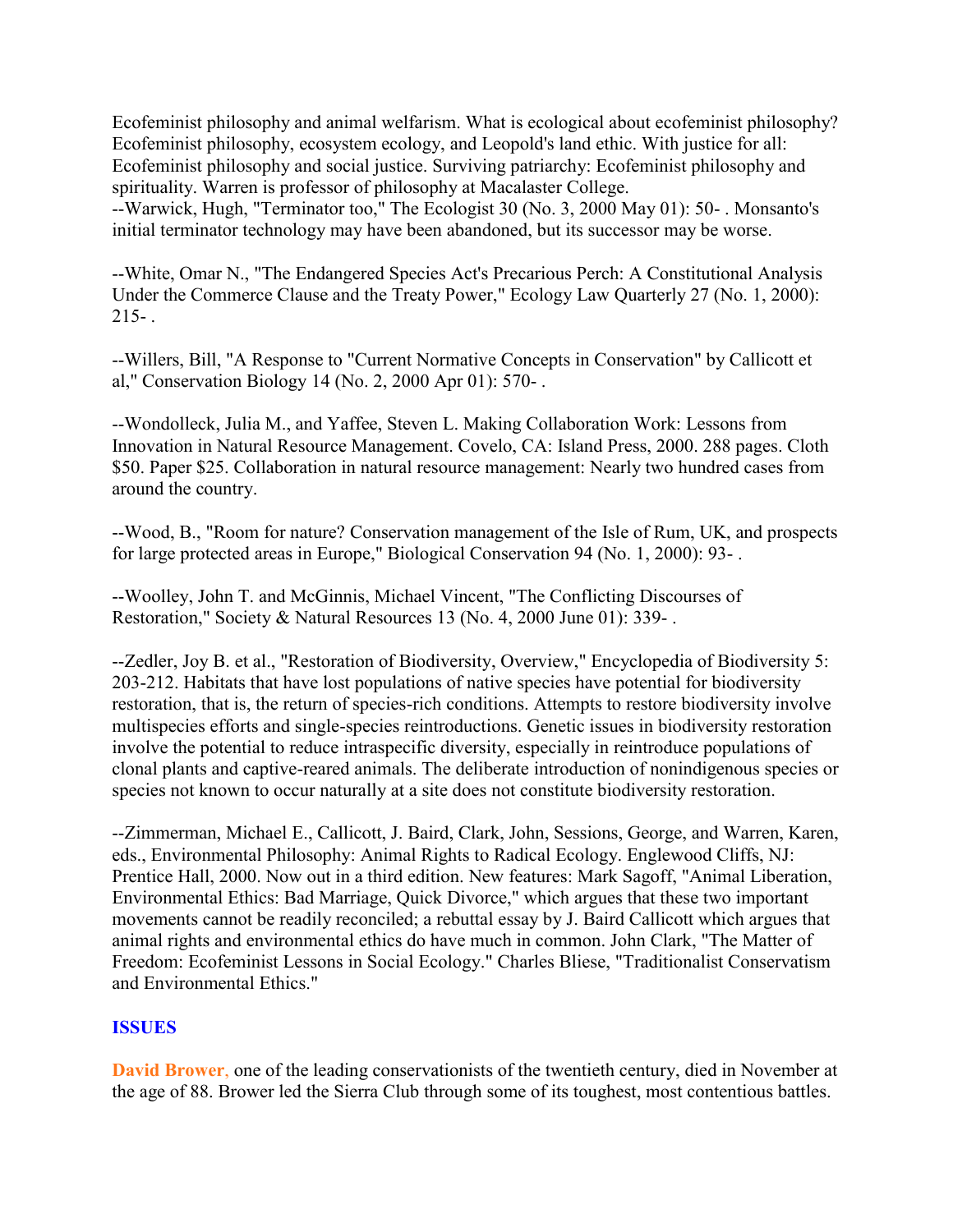Ecofeminist philosophy and animal welfarism. What is ecological about ecofeminist philosophy? Ecofeminist philosophy, ecosystem ecology, and Leopold's land ethic. With justice for all: Ecofeminist philosophy and social justice. Surviving patriarchy: Ecofeminist philosophy and spirituality. Warren is professor of philosophy at Macalaster College.
--Warwick, Hugh, "Terminator too," The Ecologist 30 (No. 3, 2000 May 01): 50- . Monsanto's initial terminator technology may have been abandoned, but its successor may be worse.

--White, Omar N., "The Endangered Species Act's Precarious Perch: A Constitutional Analysis Under the Commerce Clause and the Treaty Power," Ecology Law Quarterly 27 (No. 1, 2000): 215- .

--Willers, Bill, "A Response to "Current Normative Concepts in Conservation" by Callicott et al," Conservation Biology 14 (No. 2, 2000 Apr 01): 570- .

--Wondolleck, Julia M., and Yaffee, Steven L. Making Collaboration Work: Lessons from Innovation in Natural Resource Management. Covelo, CA: Island Press, 2000. 288 pages. Cloth $50. Paper $25. Collaboration in natural resource management: Nearly two hundred cases from around the country.

--Wood, B., "Room for nature? Conservation management of the Isle of Rum, UK, and prospects for large protected areas in Europe," Biological Conservation 94 (No. 1, 2000): 93- .

--Woolley, John T. and McGinnis, Michael Vincent, "The Conflicting Discourses of Restoration," Society & Natural Resources 13 (No. 4, 2000 June 01): 339- .

--Zedler, Joy B. et al., "Restoration of Biodiversity, Overview," Encyclopedia of Biodiversity 5: 203-212. Habitats that have lost populations of native species have potential for biodiversity restoration, that is, the return of species-rich conditions. Attempts to restore biodiversity involve multispecies efforts and single-species reintroductions. Genetic issues in biodiversity restoration involve the potential to reduce intraspecific diversity, especially in reintroduce populations of clonal plants and captive-reared animals. The deliberate introduction of nonindigenous species or species not known to occur naturally at a site does not constitute biodiversity restoration.

--Zimmerman, Michael E., Callicott, J. Baird, Clark, John, Sessions, George, and Warren, Karen, eds., Environmental Philosophy: Animal Rights to Radical Ecology. Englewood Cliffs, NJ: Prentice Hall, 2000. Now out in a third edition. New features: Mark Sagoff, "Animal Liberation, Environmental Ethics: Bad Marriage, Quick Divorce," which argues that these two important movements cannot be readily reconciled; a rebuttal essay by J. Baird Callicott which argues that animal rights and environmental ethics do have much in common. John Clark, "The Matter of Freedom: Ecofeminist Lessons in Social Ecology." Charles Bliese, "Traditionalist Conservatism and Environmental Ethics."

## ISSUES

**David Brower**, one of the leading conservationists of the twentieth century, died in November at the age of 88. Brower led the Sierra Club through some of its toughest, most contentious battles.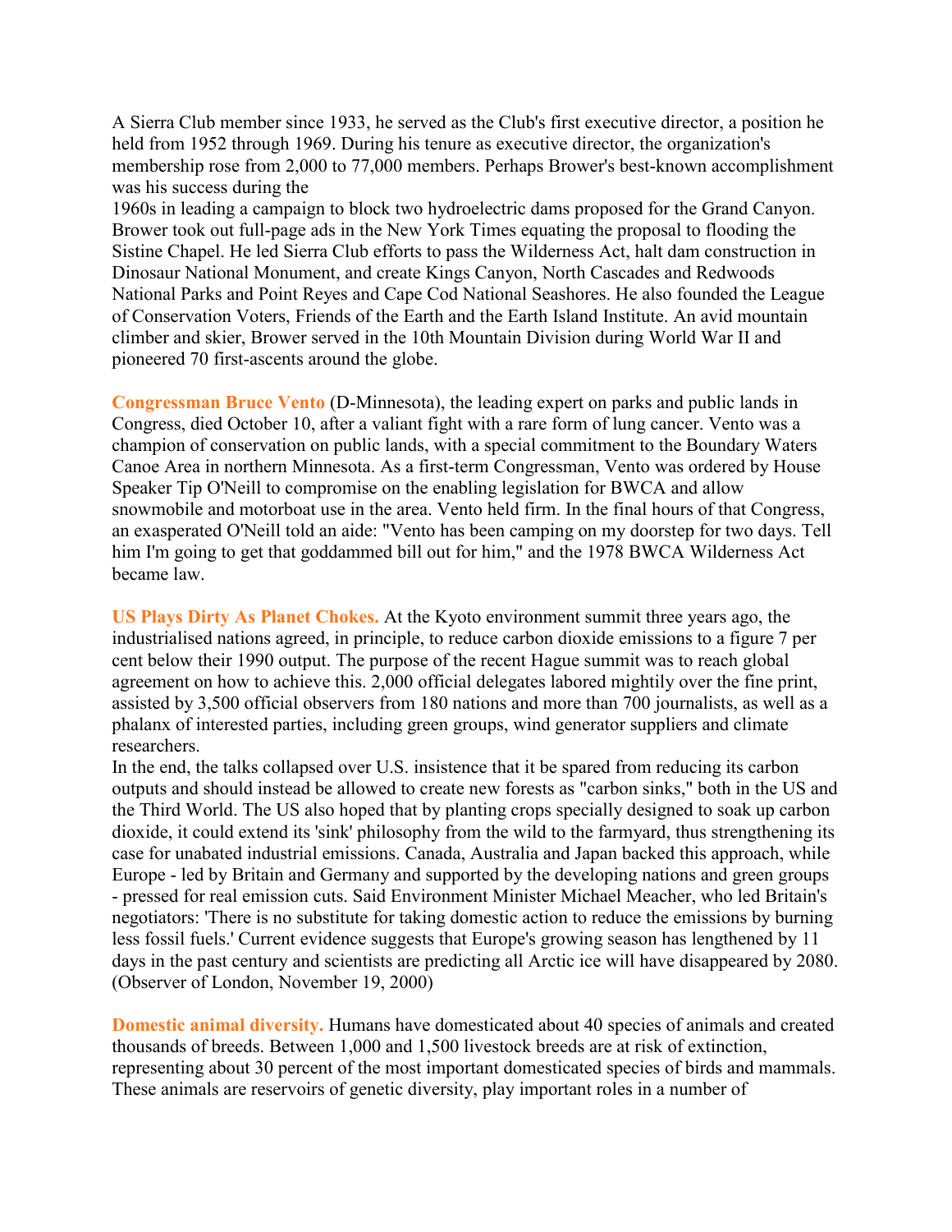A Sierra Club member since 1933, he served as the Club's first executive director, a position he held from 1952 through 1969. During his tenure as executive director, the organization's membership rose from 2,000 to 77,000 members. Perhaps Brower's best-known accomplishment was his success during the 1960s in leading a campaign to block two hydroelectric dams proposed for the Grand Canyon. Brower took out full-page ads in the New York Times equating the proposal to flooding the Sistine Chapel. He led Sierra Club efforts to pass the Wilderness Act, halt dam construction in Dinosaur National Monument, and create Kings Canyon, North Cascades and Redwoods National Parks and Point Reyes and Cape Cod National Seashores. He also founded the League of Conservation Voters, Friends of the Earth and the Earth Island Institute. An avid mountain climber and skier, Brower served in the 10th Mountain Division during World War II and pioneered 70 first-ascents around the globe.

**Congressman Bruce Vento** (D-Minnesota), the leading expert on parks and public lands in Congress, died October 10, after a valiant fight with a rare form of lung cancer. Vento was a champion of conservation on public lands, with a special commitment to the Boundary Waters Canoe Area in northern Minnesota. As a first-term Congressman, Vento was ordered by House Speaker Tip O'Neill to compromise on the enabling legislation for BWCA and allow snowmobile and motorboat use in the area. Vento held firm. In the final hours of that Congress, an exasperated O'Neill told an aide: "Vento has been camping on my doorstep for two days. Tell him I'm going to get that goddammed bill out for him," and the 1978 BWCA Wilderness Act became law.

**US Plays Dirty As Planet Chokes.** At the Kyoto environment summit three years ago, the industrialised nations agreed, in principle, to reduce carbon dioxide emissions to a figure 7 per cent below their 1990 output. The purpose of the recent Hague summit was to reach global agreement on how to achieve this. 2,000 official delegates labored mightily over the fine print, assisted by 3,500 official observers from 180 nations and more than 700 journalists, as well as a phalanx of interested parties, including green groups, wind generator suppliers and climate researchers.

In the end, the talks collapsed over U.S. insistence that it be spared from reducing its carbon outputs and should instead be allowed to create new forests as "carbon sinks," both in the US and the Third World. The US also hoped that by planting crops specially designed to soak up carbon dioxide, it could extend its 'sink' philosophy from the wild to the farmyard, thus strengthening its case for unabated industrial emissions. Canada, Australia and Japan backed this approach, while Europe - led by Britain and Germany and supported by the developing nations and green groups - pressed for real emission cuts. Said Environment Minister Michael Meacher, who led Britain's negotiators: 'There is no substitute for taking domestic action to reduce the emissions by burning less fossil fuels.' Current evidence suggests that Europe's growing season has lengthened by 11 days in the past century and scientists are predicting all Arctic ice will have disappeared by 2080. (Observer of London, November 19, 2000)

**Domestic animal diversity.** Humans have domesticated about 40 species of animals and created thousands of breeds. Between 1,000 and 1,500 livestock breeds are at risk of extinction, representing about 30 percent of the most important domesticated species of birds and mammals. These animals are reservoirs of genetic diversity, play important roles in a number of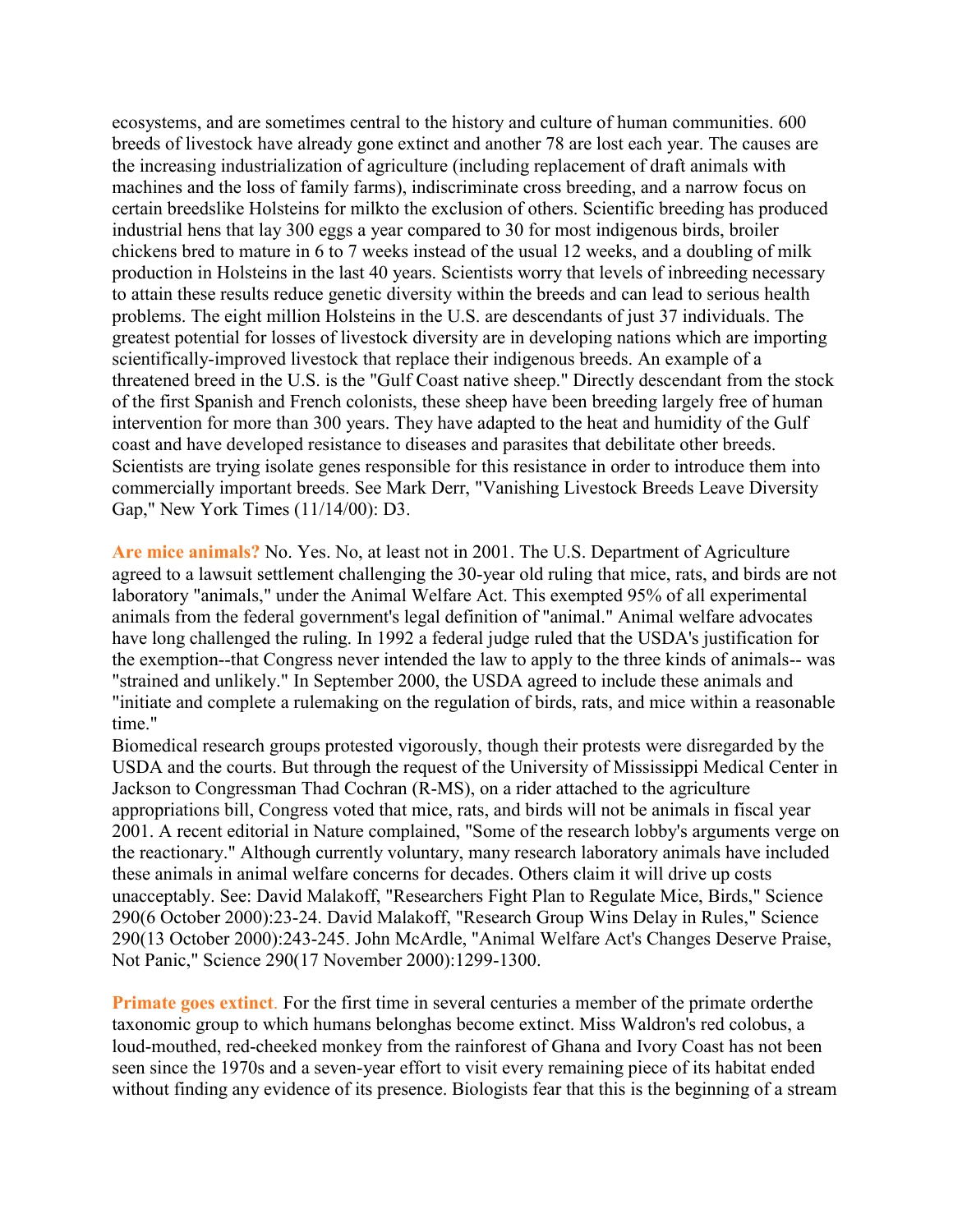ecosystems, and are sometimes central to the history and culture of human communities. 600 breeds of livestock have already gone extinct and another 78 are lost each year. The causes are the increasing industrialization of agriculture (including replacement of draft animals with machines and the loss of family farms), indiscriminate cross breeding, and a narrow focus on certain breedslike Holsteins for milkto the exclusion of others. Scientific breeding has produced industrial hens that lay 300 eggs a year compared to 30 for most indigenous birds, broiler chickens bred to mature in 6 to 7 weeks instead of the usual 12 weeks, and a doubling of milk production in Holsteins in the last 40 years. Scientists worry that levels of inbreeding necessary to attain these results reduce genetic diversity within the breeds and can lead to serious health problems. The eight million Holsteins in the U.S. are descendants of just 37 individuals. The greatest potential for losses of livestock diversity are in developing nations which are importing scientifically-improved livestock that replace their indigenous breeds. An example of a threatened breed in the U.S. is the "Gulf Coast native sheep." Directly descendant from the stock of the first Spanish and French colonists, these sheep have been breeding largely free of human intervention for more than 300 years. They have adapted to the heat and humidity of the Gulf coast and have developed resistance to diseases and parasites that debilitate other breeds. Scientists are trying isolate genes responsible for this resistance in order to introduce them into commercially important breeds. See Mark Derr, "Vanishing Livestock Breeds Leave Diversity Gap," New York Times (11/14/00): D3.

**Are mice animals?** No. Yes. No, at least not in 2001. The U.S. Department of Agriculture agreed to a lawsuit settlement challenging the 30-year old ruling that mice, rats, and birds are not laboratory "animals," under the Animal Welfare Act. This exempted 95% of all experimental animals from the federal government's legal definition of "animal." Animal welfare advocates have long challenged the ruling. In 1992 a federal judge ruled that the USDA's justification for the exemption--that Congress never intended the law to apply to the three kinds of animals-- was "strained and unlikely." In September 2000, the USDA agreed to include these animals and "initiate and complete a rulemaking on the regulation of birds, rats, and mice within a reasonable time."

Biomedical research groups protested vigorously, though their protests were disregarded by the USDA and the courts. But through the request of the University of Mississippi Medical Center in Jackson to Congressman Thad Cochran (R-MS), on a rider attached to the agriculture appropriations bill, Congress voted that mice, rats, and birds will not be animals in fiscal year 2001. A recent editorial in Nature complained, "Some of the research lobby's arguments verge on the reactionary." Although currently voluntary, many research laboratory animals have included these animals in animal welfare concerns for decades. Others claim it will drive up costs unacceptably. See: David Malakoff, "Researchers Fight Plan to Regulate Mice, Birds," Science 290(6 October 2000):23-24. David Malakoff, "Research Group Wins Delay in Rules," Science 290(13 October 2000):243-245. John McArdle, "Animal Welfare Act's Changes Deserve Praise, Not Panic," Science 290(17 November 2000):1299-1300.

**Primate goes extinct**. For the first time in several centuries a member of the primate orderthe taxonomic group to which humans belonghas become extinct. Miss Waldron's red colobus, a loud-mouthed, red-cheeked monkey from the rainforest of Ghana and Ivory Coast has not been seen since the 1970s and a seven-year effort to visit every remaining piece of its habitat ended without finding any evidence of its presence. Biologists fear that this is the beginning of a stream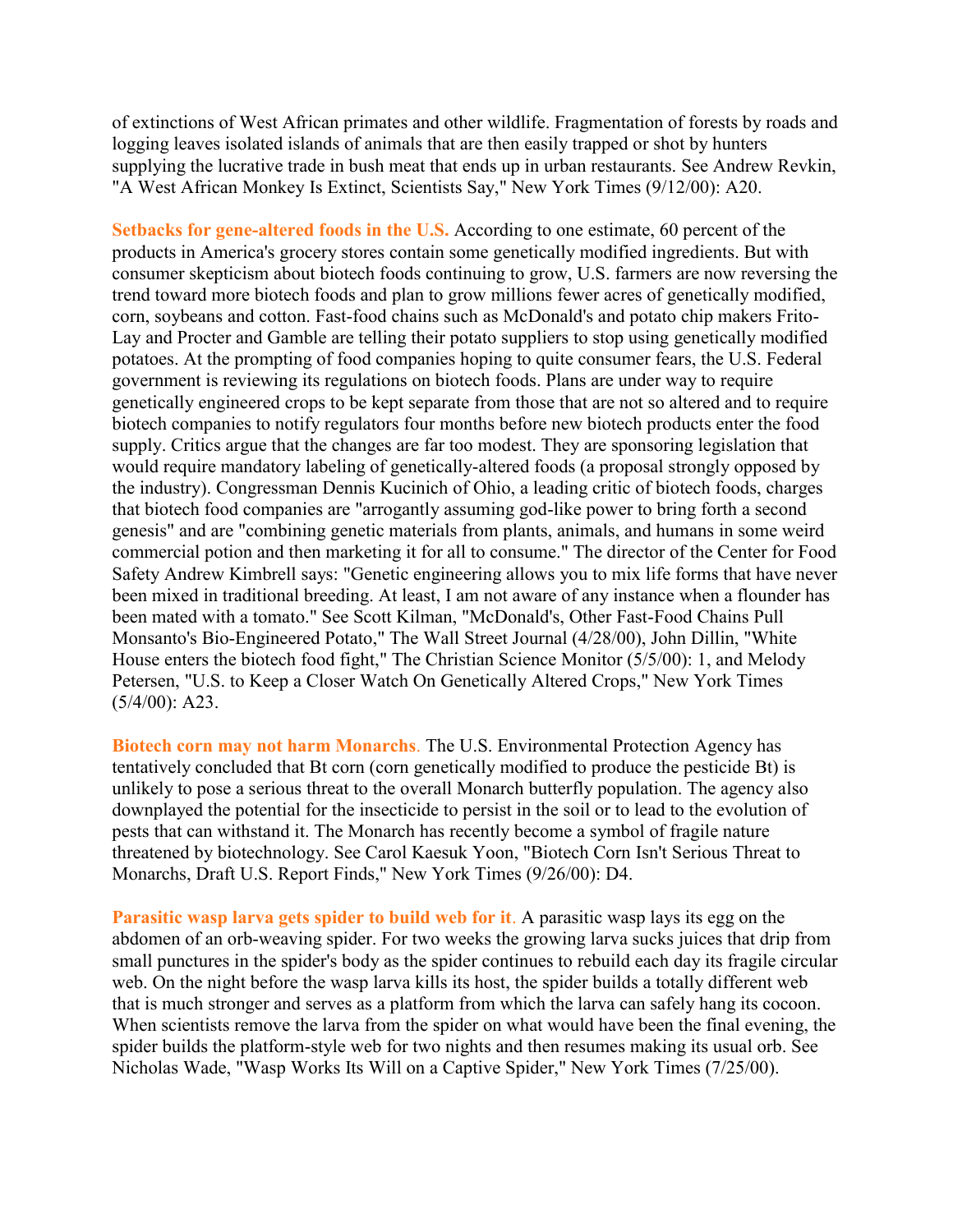of extinctions of West African primates and other wildlife. Fragmentation of forests by roads and logging leaves isolated islands of animals that are then easily trapped or shot by hunters supplying the lucrative trade in bush meat that ends up in urban restaurants. See Andrew Revkin, "A West African Monkey Is Extinct, Scientists Say," New York Times (9/12/00): A20.

**Setbacks for gene-altered foods in the U.S.** According to one estimate, 60 percent of the products in America's grocery stores contain some genetically modified ingredients. But with consumer skepticism about biotech foods continuing to grow, U.S. farmers are now reversing the trend toward more biotech foods and plan to grow millions fewer acres of genetically modified, corn, soybeans and cotton. Fast-food chains such as McDonald's and potato chip makers Frito-Lay and Procter and Gamble are telling their potato suppliers to stop using genetically modified potatoes. At the prompting of food companies hoping to quite consumer fears, the U.S. Federal government is reviewing its regulations on biotech foods. Plans are under way to require genetically engineered crops to be kept separate from those that are not so altered and to require biotech companies to notify regulators four months before new biotech products enter the food supply. Critics argue that the changes are far too modest. They are sponsoring legislation that would require mandatory labeling of genetically-altered foods (a proposal strongly opposed by the industry). Congressman Dennis Kucinich of Ohio, a leading critic of biotech foods, charges that biotech food companies are "arrogantly assuming god-like power to bring forth a second genesis" and are "combining genetic materials from plants, animals, and humans in some weird commercial potion and then marketing it for all to consume." The director of the Center for Food Safety Andrew Kimbrell says: "Genetic engineering allows you to mix life forms that have never been mixed in traditional breeding. At least, I am not aware of any instance when a flounder has been mated with a tomato." See Scott Kilman, "McDonald's, Other Fast-Food Chains Pull Monsanto's Bio-Engineered Potato," The Wall Street Journal (4/28/00), John Dillin, "White House enters the biotech food fight," The Christian Science Monitor (5/5/00): 1, and Melody Petersen, "U.S. to Keep a Closer Watch On Genetically Altered Crops," New York Times (5/4/00): A23.

**Biotech corn may not harm Monarchs**. The U.S. Environmental Protection Agency has tentatively concluded that Bt corn (corn genetically modified to produce the pesticide Bt) is unlikely to pose a serious threat to the overall Monarch butterfly population. The agency also downplayed the potential for the insecticide to persist in the soil or to lead to the evolution of pests that can withstand it. The Monarch has recently become a symbol of fragile nature threatened by biotechnology. See Carol Kaesuk Yoon, "Biotech Corn Isn't Serious Threat to Monarchs, Draft U.S. Report Finds," New York Times (9/26/00): D4.

**Parasitic wasp larva gets spider to build web for it**. A parasitic wasp lays its egg on the abdomen of an orb-weaving spider. For two weeks the growing larva sucks juices that drip from small punctures in the spider's body as the spider continues to rebuild each day its fragile circular web. On the night before the wasp larva kills its host, the spider builds a totally different web that is much stronger and serves as a platform from which the larva can safely hang its cocoon. When scientists remove the larva from the spider on what would have been the final evening, the spider builds the platform-style web for two nights and then resumes making its usual orb. See Nicholas Wade, "Wasp Works Its Will on a Captive Spider," New York Times (7/25/00).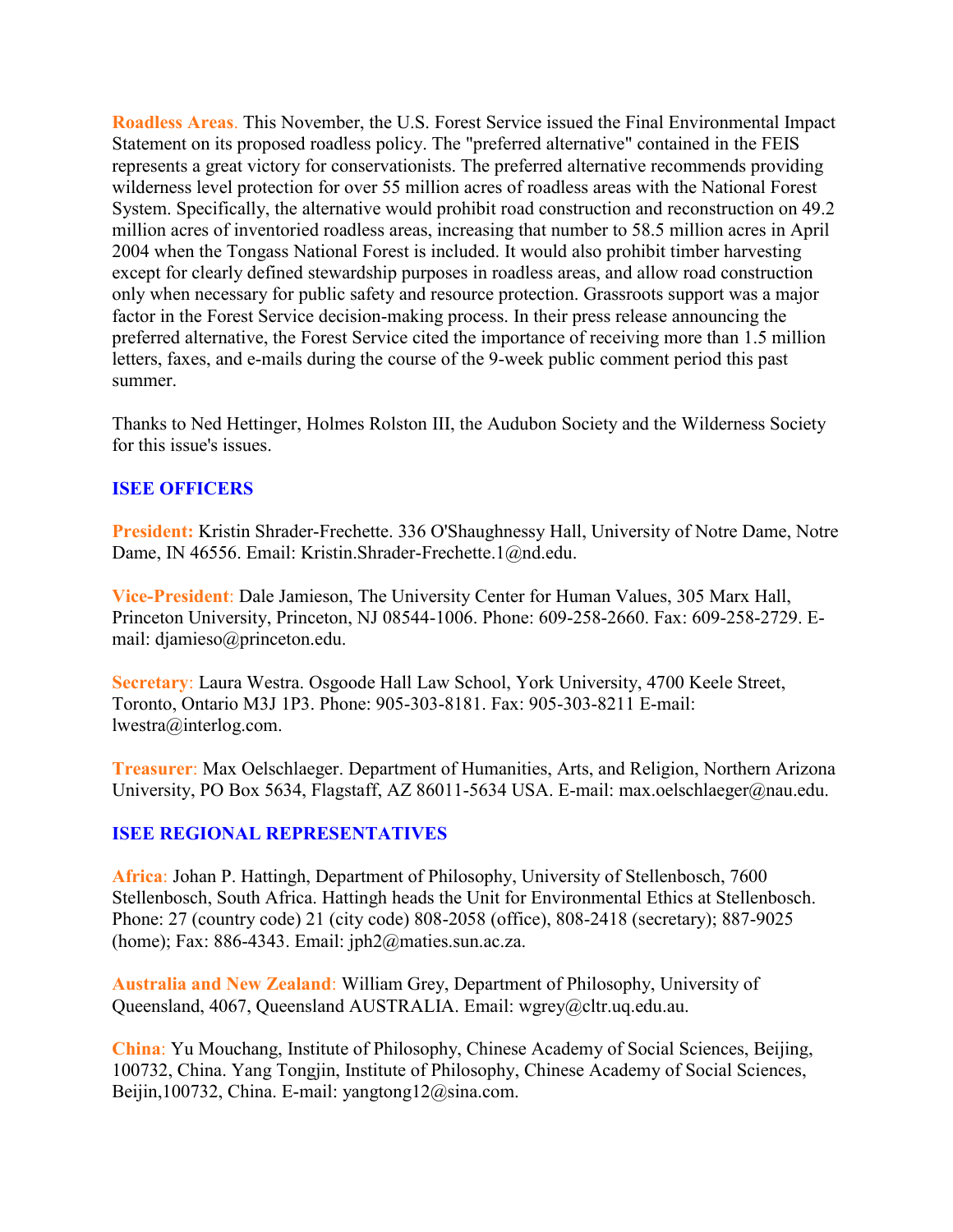**Roadless Areas**. This November, the U.S. Forest Service issued the Final Environmental Impact Statement on its proposed roadless policy. The "preferred alternative" contained in the FEIS represents a great victory for conservationists. The preferred alternative recommends providing wilderness level protection for over 55 million acres of roadless areas with the National Forest System. Specifically, the alternative would prohibit road construction and reconstruction on 49.2 million acres of inventoried roadless areas, increasing that number to 58.5 million acres in April 2004 when the Tongass National Forest is included. It would also prohibit timber harvesting except for clearly defined stewardship purposes in roadless areas, and allow road construction only when necessary for public safety and resource protection. Grassroots support was a major factor in the Forest Service decision-making process. In their press release announcing the preferred alternative, the Forest Service cited the importance of receiving more than 1.5 million letters, faxes, and e-mails during the course of the 9-week public comment period this past summer.

Thanks to Ned Hettinger, Holmes Rolston III, the Audubon Society and the Wilderness Society for this issue's issues.

## ISEE OFFICERS

**President:** Kristin Shrader-Frechette. 336 O'Shaughnessy Hall, University of Notre Dame, Notre Dame, IN 46556. Email: Kristin.Shrader-Frechette.1@nd.edu.

**Vice-President**: Dale Jamieson, The University Center for Human Values, 305 Marx Hall, Princeton University, Princeton, NJ 08544-1006. Phone: 609-258-2660. Fax: 609-258-2729. E-mail: djamieso@princeton.edu.

**Secretary**: Laura Westra. Osgoode Hall Law School, York University, 4700 Keele Street, Toronto, Ontario M3J 1P3. Phone: 905-303-8181. Fax: 905-303-8211 E-mail: lwestra@interlog.com.

**Treasurer**: Max Oelschlaeger. Department of Humanities, Arts, and Religion, Northern Arizona University, PO Box 5634, Flagstaff, AZ 86011-5634 USA. E-mail: max.oelschlaeger@nau.edu.

## ISEE REGIONAL REPRESENTATIVES

**Africa**: Johan P. Hattingh, Department of Philosophy, University of Stellenbosch, 7600 Stellenbosch, South Africa. Hattingh heads the Unit for Environmental Ethics at Stellenbosch. Phone: 27 (country code) 21 (city code) 808-2058 (office), 808-2418 (secretary); 887-9025 (home); Fax: 886-4343. Email: jph2@maties.sun.ac.za.

**Australia and New Zealand**: William Grey, Department of Philosophy, University of Queensland, 4067, Queensland AUSTRALIA. Email: wgrey@cltr.uq.edu.au.

**China**: Yu Mouchang, Institute of Philosophy, Chinese Academy of Social Sciences, Beijing, 100732, China. Yang Tongjin, Institute of Philosophy, Chinese Academy of Social Sciences, Beijin,100732, China. E-mail: yangtong12@sina.com.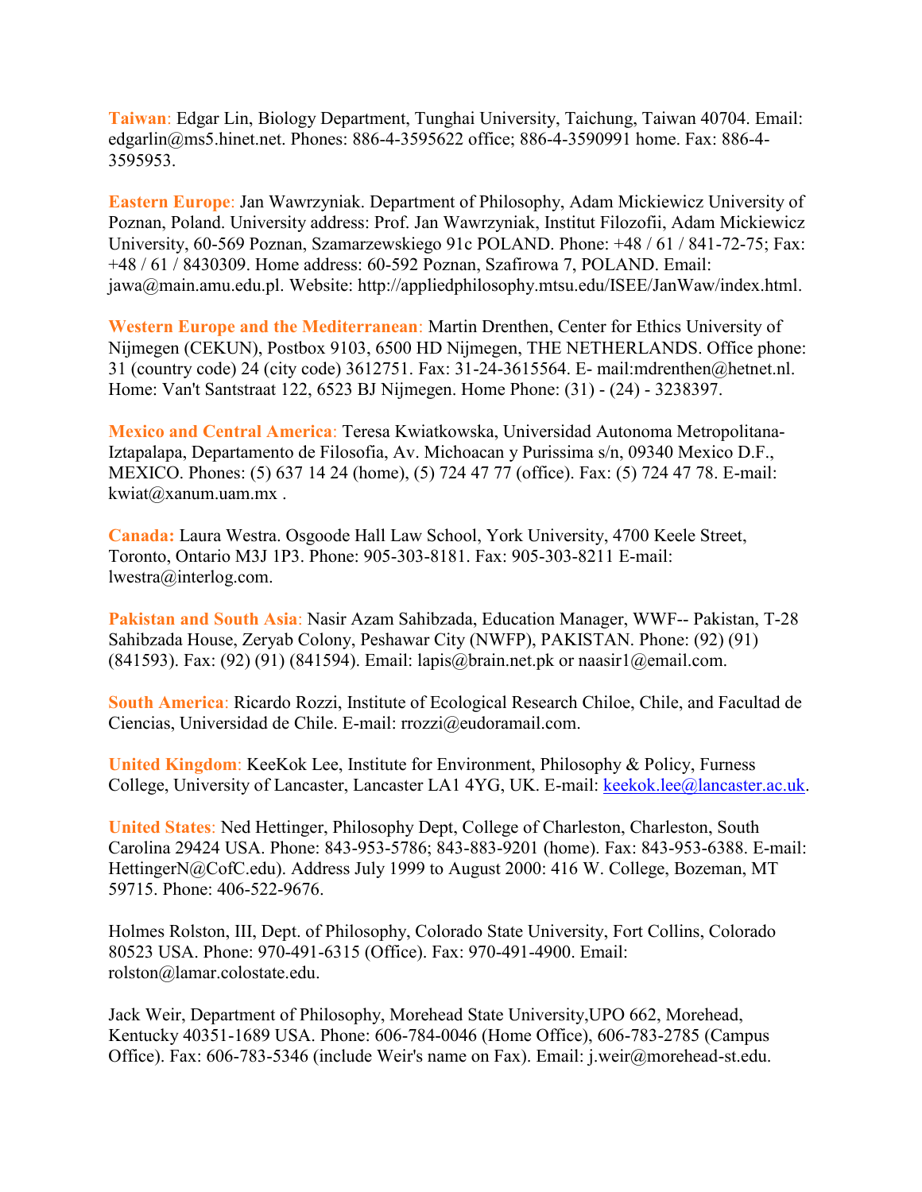**Taiwan**: Edgar Lin, Biology Department, Tunghai University, Taichung, Taiwan 40704. Email: edgarlin@ms5.hinet.net. Phones: 886-4-3595622 office; 886-4-3590991 home. Fax: 886-4-3595953.

**Eastern Europe**: Jan Wawrzyniak. Department of Philosophy, Adam Mickiewicz University of Poznan, Poland. University address: Prof. Jan Wawrzyniak, Institut Filozofii, Adam Mickiewicz University, 60-569 Poznan, Szamarzewskiego 91c POLAND. Phone: +48 / 61 / 841-72-75; Fax: +48 / 61 / 8430309. Home address: 60-592 Poznan, Szafirowa 7, POLAND. Email: jawa@main.amu.edu.pl. Website: http://appliedphilosophy.mtsu.edu/ISEE/JanWaw/index.html.

**Western Europe and the Mediterranean**: Martin Drenthen, Center for Ethics University of Nijmegen (CEKUN), Postbox 9103, 6500 HD Nijmegen, THE NETHERLANDS. Office phone: 31 (country code) 24 (city code) 3612751. Fax: 31-24-3615564. E- mail:mdrenthen@hetnet.nl. Home: Van't Santstraat 122, 6523 BJ Nijmegen. Home Phone: (31) - (24) - 3238397.

**Mexico and Central America**: Teresa Kwiatkowska, Universidad Autonoma Metropolitana-Iztapalapa, Departamento de Filosofia, Av. Michoacan y Purissima s/n, 09340 Mexico D.F., MEXICO. Phones: (5) 637 14 24 (home), (5) 724 47 77 (office). Fax: (5) 724 47 78. E-mail: kwiat@xanum.uam.mx .

**Canada:** Laura Westra. Osgoode Hall Law School, York University, 4700 Keele Street, Toronto, Ontario M3J 1P3. Phone: 905-303-8181. Fax: 905-303-8211 E-mail: lwestra@interlog.com.

**Pakistan and South Asia**: Nasir Azam Sahibzada, Education Manager, WWF-- Pakistan, T-28 Sahibzada House, Zeryab Colony, Peshawar City (NWFP), PAKISTAN. Phone: (92) (91) (841593). Fax: (92) (91) (841594). Email: lapis@brain.net.pk or naasir1@email.com.

**South America**: Ricardo Rozzi, Institute of Ecological Research Chiloe, Chile, and Facultad de Ciencias, Universidad de Chile. E-mail: rrozzi@eudoramail.com.

**United Kingdom**: KeeKok Lee, Institute for Environment, Philosophy & Policy, Furness College, University of Lancaster, Lancaster LA1 4YG, UK. E-mail: keekok.lee@lancaster.ac.uk.

**United States**: Ned Hettinger, Philosophy Dept, College of Charleston, Charleston, South Carolina 29424 USA. Phone: 843-953-5786; 843-883-9201 (home). Fax: 843-953-6388. E-mail: HettingerN@CofC.edu). Address July 1999 to August 2000: 416 W. College, Bozeman, MT 59715. Phone: 406-522-9676.

Holmes Rolston, III, Dept. of Philosophy, Colorado State University, Fort Collins, Colorado 80523 USA. Phone: 970-491-6315 (Office). Fax: 970-491-4900. Email: rolston@lamar.colostate.edu.

Jack Weir, Department of Philosophy, Morehead State University,UPO 662, Morehead, Kentucky 40351-1689 USA. Phone: 606-784-0046 (Home Office), 606-783-2785 (Campus Office). Fax: 606-783-5346 (include Weir's name on Fax). Email: j.weir@morehead-st.edu.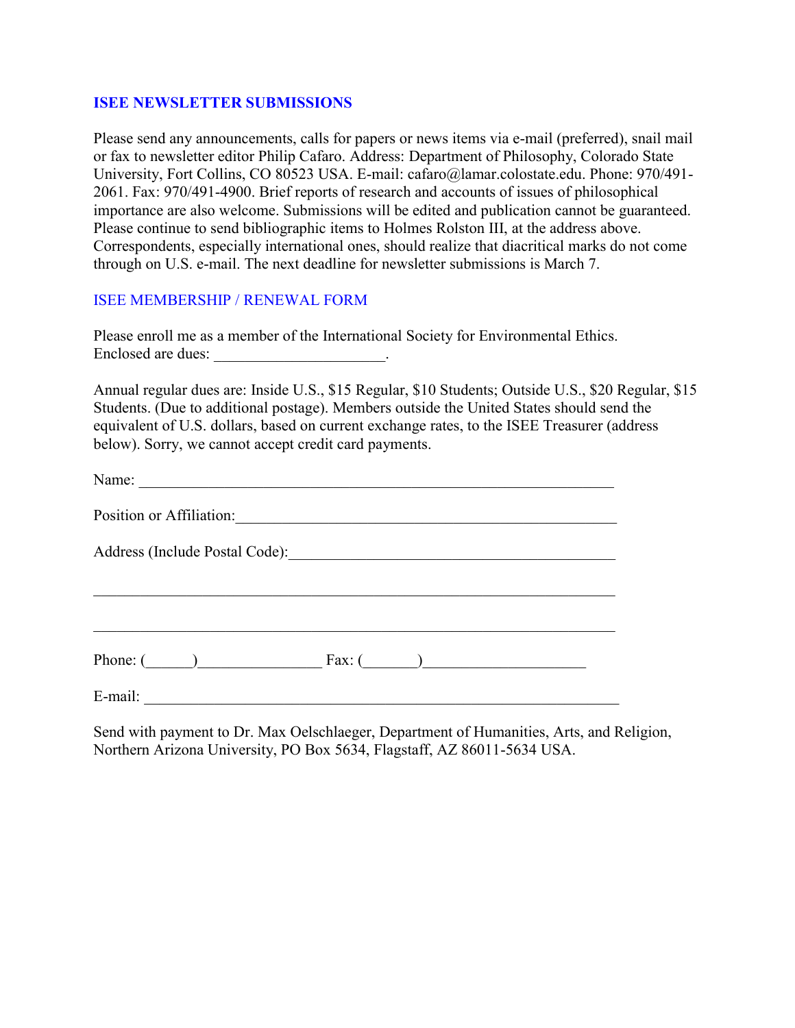## ISEE NEWSLETTER SUBMISSIONS

Please send any announcements, calls for papers or news items via e-mail (preferred), snail mail or fax to newsletter editor Philip Cafaro. Address: Department of Philosophy, Colorado State University, Fort Collins, CO 80523 USA. E-mail: cafaro@lamar.colostate.edu. Phone: 970/491-2061. Fax: 970/491-4900. Brief reports of research and accounts of issues of philosophical importance are also welcome. Submissions will be edited and publication cannot be guaranteed. Please continue to send bibliographic items to Holmes Rolston III, at the address above. Correspondents, especially international ones, should realize that diacritical marks do not come through on U.S. e-mail. The next deadline for newsletter submissions is March 7.

## ISEE MEMBERSHIP / RENEWAL FORM

Please enroll me as a member of the International Society for Environmental Ethics.
Enclosed are dues: ______________________.

Annual regular dues are: Inside U.S., $15 Regular, $10 Students; Outside U.S., $20 Regular, $15 Students. (Due to additional postage). Members outside the United States should send the equivalent of U.S. dollars, based on current exchange rates, to the ISEE Treasurer (address below). Sorry, we cannot accept credit card payments.

Name: _______________________________________________________________

Position or Affiliation:__________________________________________________

Address (Include Postal Code):___________________________________________

_____________________________________________________________________

_____________________________________________________________________

Phone: (______)________________ Fax: (_______)_____________________

E-mail: _______________________________________________________________

Send with payment to Dr. Max Oelschlaeger, Department of Humanities, Arts, and Religion, Northern Arizona University, PO Box 5634, Flagstaff, AZ 86011-5634 USA.